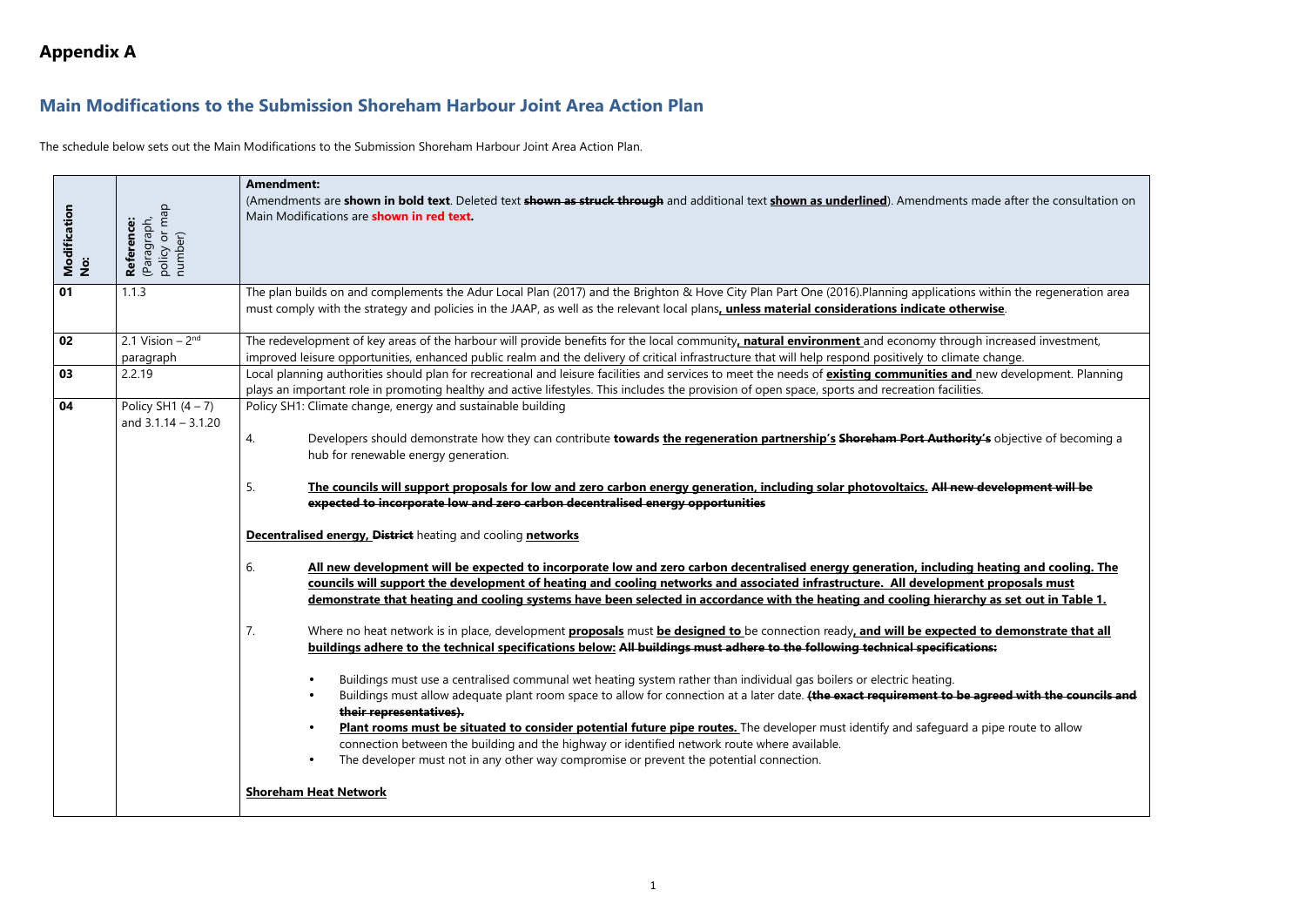# Appendix A

## Main Modifications to the Submission Shoreham Harbour Joint Area Action Plan

The schedule below sets out the Main Modifications to the Submission Shoreham Harbour Joint Area Action Plan.

| Modification No: | Reference: (Paragraph, policy or map number) | Amendment: (Amendments are **shown in bold text**. Deleted text **~~shown as struck through~~** and additional text **<u>shown as underlined</u>**). Amendments made after the consultation on Main Modifications are **shown in red text.** |
|---|---|---|
| **01** | 1.1.3 | The plan builds on and complements the Adur Local Plan (2017) and the Brighton & Hove City Plan Part One (2016).Planning applications within the regeneration area must comply with the strategy and policies in the JAAP, as well as the relevant local plans**<u>, unless material considerations indicate otherwise</u>**. |
| **02** | 2.1 Vision – 2nd paragraph | The redevelopment of key areas of the harbour will provide benefits for the local community**<u>, natural environment</u>** and economy through increased investment, improved leisure opportunities, enhanced public realm and the delivery of critical infrastructure that will help respond positively to climate change. |
| **03** | 2.2.19 | Local planning authorities should plan for recreational and leisure facilities and services to meet the needs of **<u>existing communities and</u>** new development. Planning plays an important role in promoting healthy and active lifestyles. This includes the provision of open space, sports and recreation facilities. |
| **04** | Policy SH1 (4 – 7) and 3.1.14 – 3.1.20 | Policy SH1: Climate change, energy and sustainable building<br><br>4. Developers should demonstrate how they can contribute **towards <u>the regeneration partnership's</u> ~~Shoreham Port Authority's~~** objective of becoming a hub for renewable energy generation.<br><br>5. **<u>The councils will support proposals for low and zero carbon energy generation, including solar photovoltaics.</u> ~~All new development will be expected to incorporate low and zero carbon decentralised energy opportunities~~**<br><br>**<u>Decentralised energy,</u> ~~District~~** heating and cooling **<u>networks</u>**<br><br>6. **<u>All new development will be expected to incorporate low and zero carbon decentralised energy generation, including heating and cooling. The councils will support the development of heating and cooling networks and associated infrastructure. All development proposals must demonstrate that heating and cooling systems have been selected in accordance with the heating and cooling hierarchy as set out in Table 1.</u>**<br><br>7. Where no heat network is in place, development **<u>proposals</u>** must **<u>be designed to</u>** be connection ready**<u>, and will be expected to demonstrate that all buildings adhere to the technical specifications below:</u> ~~All buildings must adhere to the following technical specifications:~~**<br><br>• Buildings must use a centralised communal wet heating system rather than individual gas boilers or electric heating.<br>• Buildings must allow adequate plant room space to allow for connection at a later date. **~~(the exact requirement to be agreed with the councils and their representatives).~~**<br>• **<u>Plant rooms must be situated to consider potential future pipe routes.</u>** The developer must identify and safeguard a pipe route to allow connection between the building and the highway or identified network route where available.<br>• The developer must not in any other way compromise or prevent the potential connection.<br><br>**<u>Shoreham Heat Network</u>** |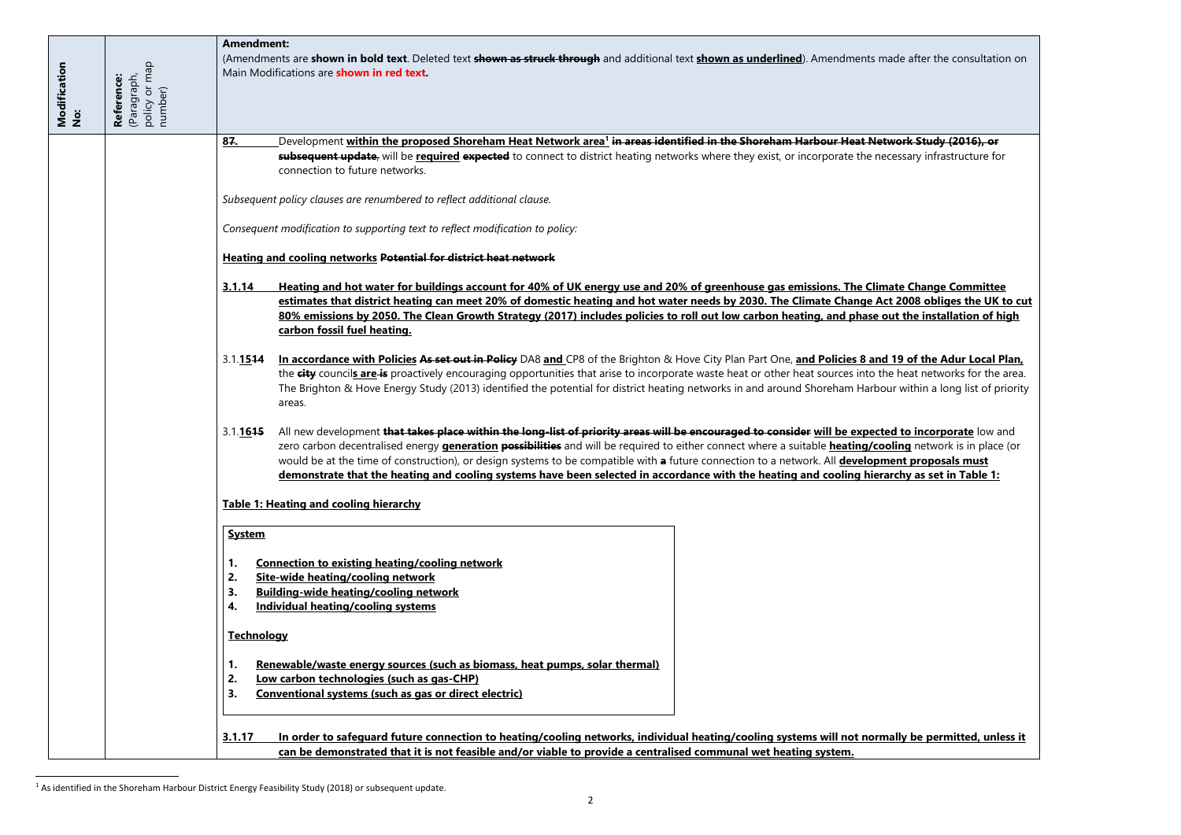| Modification No: | Reference: (Paragraph, policy or map number) | Amendment: (Amendments are **shown in bold text**. Deleted text ~~**shown as struck through**~~ and additional text <u>**shown as underlined**</u>). Amendments made after the consultation on Main Modifications are **shown in red text.** |
|---|---|---|
| | | **<u>8</u>~~7~~.** Development <u>**within the proposed Shoreham Heat Network area**</u>[1] ~~**in areas identified in the Shoreham Harbour Heat Network Study (2016), or subsequent update,**~~ will be <u>**required**</u> ~~**expected**~~ to connect to district heating networks where they exist, or incorporate the necessary infrastructure for connection to future networks.<br><br>*Subsequent policy clauses are renumbered to reflect additional clause.*<br><br>*Consequent modification to supporting text to reflect modification to policy:*<br><br><u>**Heating and cooling networks**</u> ~~**Potential for district heat network**~~<br><br><u>**3.1.14 Heating and hot water for buildings account for 40% of UK energy use and 20% of greenhouse gas emissions. The Climate Change Committee estimates that district heating can meet 20% of domestic heating and hot water needs by 2030. The Climate Change Act 2008 obliges the UK to cut 80% emissions by 2050. The Clean Growth Strategy (2017) includes policies to roll out low carbon heating, and phase out the installation of high carbon fossil fuel heating.**</u><br><br>3.1.<u>**15**</u>~~**14**~~ <u>**In accordance with Policies**</u> ~~**As set out in Policy**~~ DA8 <u>**and**</u> CP8 of the Brighton & Hove City Plan Part One, <u>**and Policies 8 and 19 of the Adur Local Plan,**</u> the ~~**city**~~ council<u>**s are**</u> ~~**is**~~ proactively encouraging opportunities that arise to incorporate waste heat or other heat sources into the heat networks for the area. The Brighton & Hove Energy Study (2013) identified the potential for district heating networks in and around Shoreham Harbour within a long list of priority areas.<br><br>3.1.<u>**16**</u>~~**15**~~ All new development ~~**that takes place within the long-list of priority areas will be encouraged to consider**~~ <u>**will be expected to incorporate**</u> low and zero carbon decentralised energy <u>**generation**</u> ~~**possibilities**~~ and will be required to either connect where a suitable <u>**heating/cooling**</u> network is in place (or would be at the time of construction), or design systems to be compatible with ~~**a**~~ future connection to a network. All <u>**development proposals must demonstrate that the heating and cooling systems have been selected in accordance with the heating and cooling hierarchy as set in Table 1:**</u><br><br><u>**Table 1: Heating and cooling hierarchy**</u><br><br><u>**System**</u><br>1. <u>**Connection to existing heating/cooling network**</u><br>2. <u>**Site-wide heating/cooling network**</u><br>3. <u>**Building-wide heating/cooling network**</u><br>4. <u>**Individual heating/cooling systems**</u><br><br><u>**Technology**</u><br>1. <u>**Renewable/waste energy sources (such as biomass, heat pumps, solar thermal)**</u><br>2. <u>**Low carbon technologies (such as gas-CHP)**</u><br>3. <u>**Conventional systems (such as gas or direct electric)**</u><br><br><u>**3.1.17 In order to safeguard future connection to heating/cooling networks, individual heating/cooling systems will not normally be permitted, unless it can be demonstrated that it is not feasible and/or viable to provide a centralised communal wet heating system.**</u> |

[1] As identified in the Shoreham Harbour District Energy Feasibility Study (2018) or subsequent update.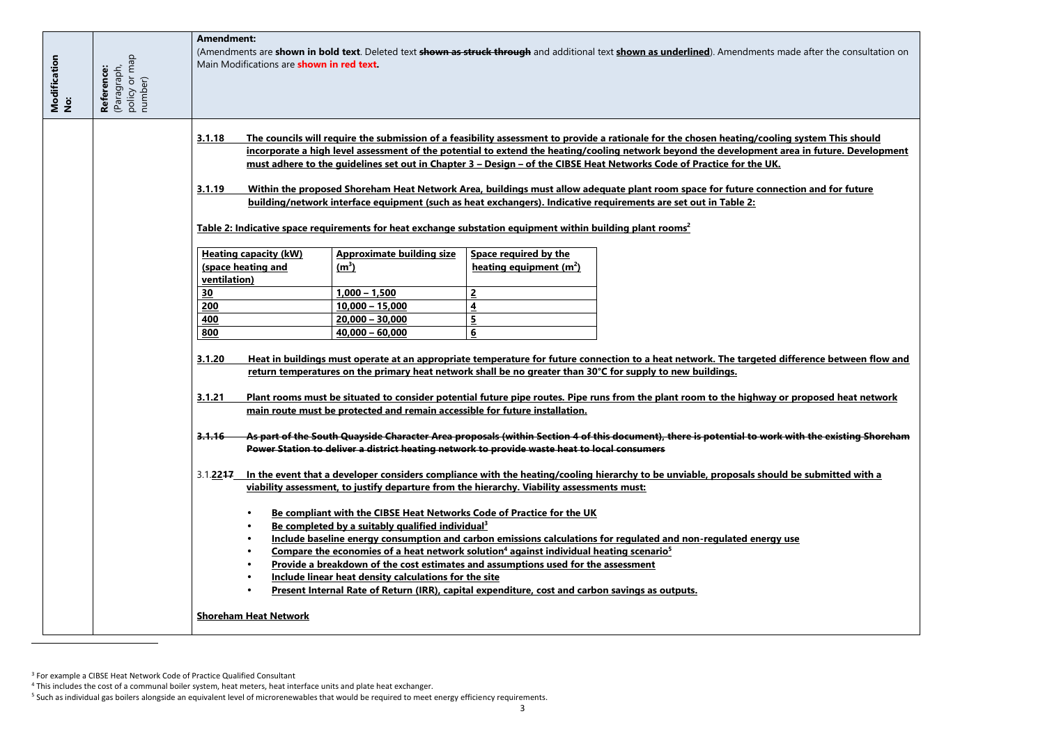| Modification No: | Reference: (Paragraph, policy or map number) | Amendment: (Amendments are **shown in bold text**. Deleted text ~~**shown as struck through**~~ and additional text <u>**shown as underlined**</u>). Amendments made after the consultation on Main Modifications are **shown in red text.** |
|---|---|---|
| | | **<u>3.1.18 The councils will require the submission of a feasibility assessment to provide a rationale for the chosen heating/cooling system This should incorporate a high level assessment of the potential to extend the heating/cooling network beyond the development area in future. Development must adhere to the guidelines set out in Chapter 3 – Design – of the CIBSE Heat Networks Code of Practice for the UK.</u>**<br><br>**<u>3.1.19 Within the proposed Shoreham Heat Network Area, buildings must allow adequate plant room space for future connection and for future building/network interface equipment (such as heat exchangers). Indicative requirements are set out in Table 2:</u>**<br><br>**<u>Table 2: Indicative space requirements for heat exchange substation equipment within building plant rooms[2]</u>**<br><br>(see table below)<br><br>**<u>3.1.20 Heat in buildings must operate at an appropriate temperature for future connection to a heat network. The targeted difference between flow and return temperatures on the primary heat network shall be no greater than 30°C for supply to new buildings.</u>**<br><br>**<u>3.1.21 Plant rooms must be situated to consider potential future pipe routes. Pipe runs from the plant room to the highway or proposed heat network main route must be protected and remain accessible for future installation.</u>**<br><br>~~**3.1.16 As part of the South Quayside Character Area proposals (within Section 4 of this document), there is potential to work with the existing Shoreham Power Station to deliver a district heating network to provide waste heat to local consumers**~~<br><br>3.1.**<u>22</u>**~~**17**~~ **<u>In the event that a developer considers compliance with the heating/cooling hierarchy to be unviable, proposals should be submitted with a viability assessment, to justify departure from the hierarchy. Viability assessments must:</u>**<br><br>• **<u>Be compliant with the CIBSE Heat Networks Code of Practice for the UK</u>**<br>• **<u>Be completed by a suitably qualified individual[3]</u>**<br>• **<u>Include baseline energy consumption and carbon emissions calculations for regulated and non-regulated energy use</u>**<br>• **<u>Compare the economies of a heat network solution[4] against individual heating scenario[5]</u>**<br>• **<u>Provide a breakdown of the cost estimates and assumptions used for the assessment</u>**<br>• **<u>Include linear heat density calculations for the site</u>**<br>• **<u>Present Internal Rate of Return (IRR), capital expenditure, cost and carbon savings as outputs.</u>**<br><br>**<u>Shoreham Heat Network</u>** |

| <u>Heating capacity (kW) (space heating and ventilation)</u> | <u>Approximate building size ($m^2$)</u> | <u>Space required by the heating equipment ($m^2$)</u> |
|---|---|---|
| <u>30</u> | <u>1,000 – 1,500</u> | <u>2</u> |
| <u>200</u> | <u>10,000 – 15,000</u> | <u>4</u> |
| <u>400</u> | <u>20,000 – 30,000</u> | <u>5</u> |
| <u>800</u> | <u>40,000 – 60,000</u> | <u>6</u> |

[3] For example a CIBSE Heat Network Code of Practice Qualified Consultant

[4] This includes the cost of a communal boiler system, heat meters, heat interface units and plate heat exchanger.

[5] Such as individual gas boilers alongside an equivalent level of microrenewables that would be required to meet energy efficiency requirements.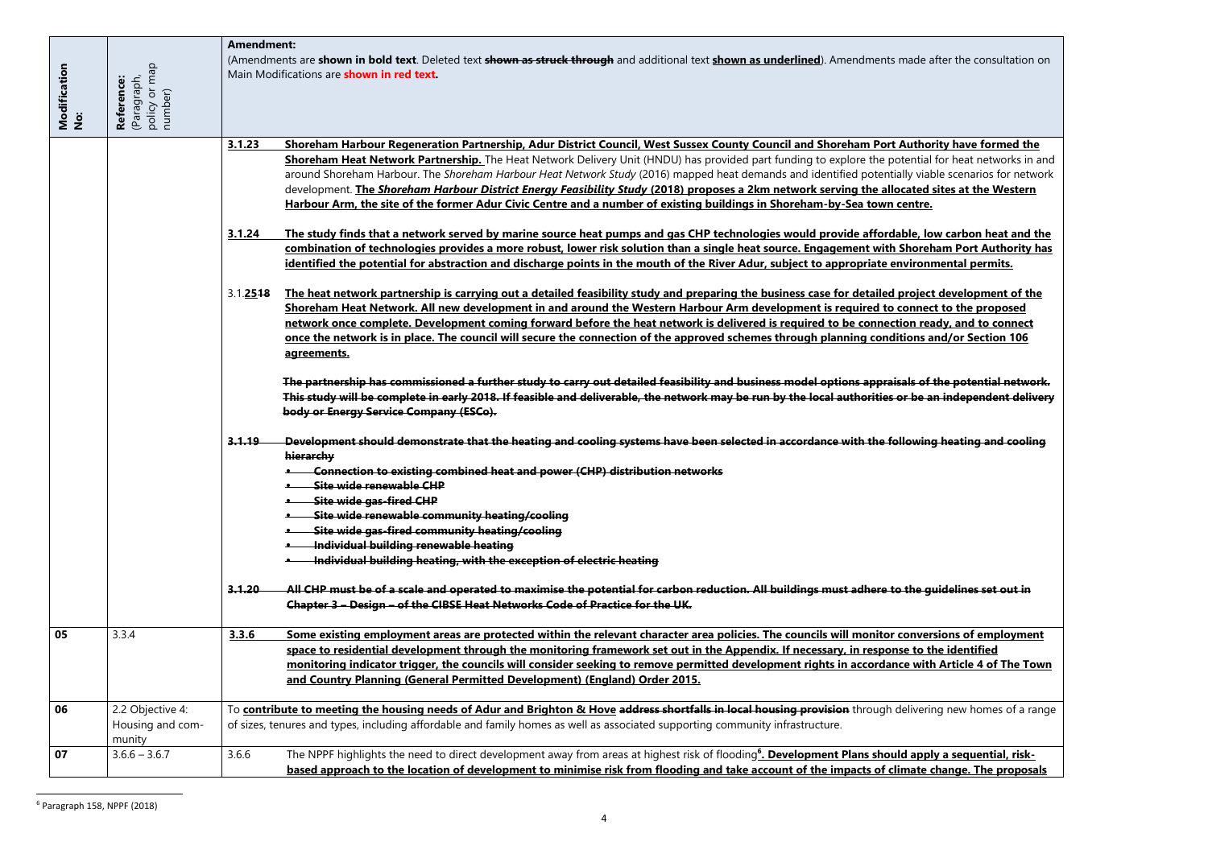| Modification No: | Reference: (Paragraph, policy or map number) | Amendment: (Amendments are **shown in bold text**. Deleted text **~~shown as struck through~~** and additional text **<u>shown as underlined</u>**). Amendments made after the consultation on Main Modifications are **shown in red text.** |
|---|---|---|
| | | **<u>3.1.23</u>** **<u>Shoreham Harbour Regeneration Partnership, Adur District Council, West Sussex County Council and Shoreham Port Authority have formed the Shoreham Heat Network Partnership.</u>** The Heat Network Delivery Unit (HNDU) has provided part funding to explore the potential for heat networks in and around Shoreham Harbour. The *Shoreham Harbour Heat Network Study* (2016) mapped heat demands and identified potentially viable scenarios for network development. **<u>The *Shoreham Harbour District Energy Feasibility Study* (2018) proposes a 2km network serving the allocated sites at the Western Harbour Arm, the site of the former Adur Civic Centre and a number of existing buildings in Shoreham-by-Sea town centre.</u>**<br><br>**<u>3.1.24</u>** **<u>The study finds that a network served by marine source heat pumps and gas CHP technologies would provide affordable, low carbon heat and the combination of technologies provides a more robust, lower risk solution than a single heat source. Engagement with Shoreham Port Authority has identified the potential for abstraction and discharge points in the mouth of the River Adur, subject to appropriate environmental permits.</u>**<br><br>3.1.**<u>25</u>**~~**18**~~ **<u>The heat network partnership is carrying out a detailed feasibility study and preparing the business case for detailed project development of the Shoreham Heat Network. All new development in and around the Western Harbour Arm development is required to connect to the proposed network once complete. Development coming forward before the heat network is delivered is required to be connection ready, and to connect once the network is in place. The council will secure the connection of the approved schemes through planning conditions and/or Section 106 agreements.</u>**<br><br>**~~The partnership has commissioned a further study to carry out detailed feasibility and business model options appraisals of the potential network. This study will be complete in early 2018. If feasible and deliverable, the network may be run by the local authorities or be an independent delivery body or Energy Service Company (ESCo).~~**<br><br>**~~3.1.19 Development should demonstrate that the heating and cooling systems have been selected in accordance with the following heating and cooling hierarchy~~**<br>• **~~Connection to existing combined heat and power (CHP) distribution networks~~**<br>• **~~Site wide renewable CHP~~**<br>• **~~Site wide gas-fired CHP~~**<br>• **~~Site wide renewable community heating/cooling~~**<br>• **~~Site wide gas-fired community heating/cooling~~**<br>• **~~Individual building renewable heating~~**<br>• **~~Individual building heating, with the exception of electric heating~~**<br><br>**~~3.1.20 All CHP must be of a scale and operated to maximise the potential for carbon reduction. All buildings must adhere to the guidelines set out in Chapter 3 – Design – of the CIBSE Heat Networks Code of Practice for the UK.~~** |
| 05 | 3.3.4 | **<u>3.3.6</u>** **<u>Some existing employment areas are protected within the relevant character area policies. The councils will monitor conversions of employment space to residential development through the monitoring framework set out in the Appendix. If necessary, in response to the identified monitoring indicator trigger, the councils will consider seeking to remove permitted development rights in accordance with Article 4 of The Town and Country Planning (General Permitted Development) (England) Order 2015.</u>** |
| 06 | 2.2 Objective 4: Housing and community | To **<u>contribute to meeting the housing needs of Adur and Brighton & Hove</u>** **~~address shortfalls in local housing provision~~** through delivering new homes of a range of sizes, tenures and types, including affordable and family homes as well as associated supporting community infrastructure. |
| 07 | 3.6.6 – 3.6.7 | 3.6.6 The NPPF highlights the need to direct development away from areas at highest risk of flooding[6]**<u>. Development Plans should apply a sequential, risk-based approach to the location of development to minimise risk from flooding and take account of the impacts of climate change. The proposals</u>** |

[6] Paragraph 158, NPPF (2018)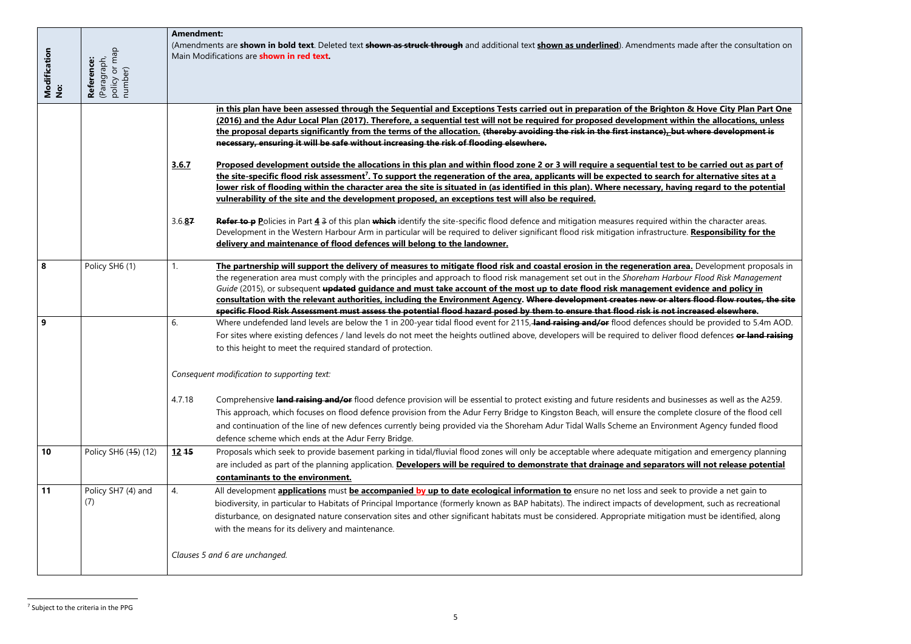| Modification No: | Reference: (Paragraph, policy or map number) | Amendment: (Amendments are **shown in bold text**. Deleted text ~~shown as struck through~~ and additional text <u>shown as underlined</u>). Amendments made after the consultation on Main Modifications are **shown in red text.** | |
|---|---|---|---|
| | | | **<u>in this plan have been assessed through the Sequential and Exceptions Tests carried out in preparation of the Brighton & Hove City Plan Part One (2016) and the Adur Local Plan (2017). Therefore, a sequential test will not be required for proposed development within the allocations, unless the proposal departs significantly from the terms of the allocation.</u> ~~(thereby avoiding the risk in the first instance), but where development is necessary, ensuring it will be safe without increasing the risk of flooding elsewhere.~~** |
| | | **<u>3.6.7</u>** | **<u>Proposed development outside the allocations in this plan and within flood zone 2 or 3 will require a sequential test to be carried out as part of the site-specific flood risk assessment[7]. To support the regeneration of the area, applicants will be expected to search for alternative sites at a lower risk of flooding within the character area the site is situated in (as identified in this plan). Where necessary, having regard to the potential vulnerability of the site and the development proposed, an exceptions test will also be required.</u>** |
| | | 3.6.**<u>8</u>**~~7~~ | **~~Refer to p~~** **<u>P</u>**olicies in Part **<u>4</u>** ~~3~~ of this plan **~~which~~** identify the site-specific flood defence and mitigation measures required within the character areas. Development in the Western Harbour Arm in particular will be required to deliver significant flood risk mitigation infrastructure. **<u>Responsibility for the delivery and maintenance of flood defences will belong to the landowner.</u>** |
| **8** | Policy SH6 (1) | 1. | **<u>The partnership will support the delivery of measures to mitigate flood risk and coastal erosion in the regeneration area.</u>** Development proposals in the regeneration area must comply with the principles and approach to flood risk management set out in the *Shoreham Harbour Flood Risk Management Guide* (2015), or subsequent **~~updated~~** **<u>guidance and must take account of the most up to date flood risk management evidence and policy in consultation with the relevant authorities, including the Environment Agency</u>**. **~~Where development creates new or alters flood flow routes, the site specific Flood Risk Assessment must assess the potential flood hazard posed by them to ensure that flood risk is not increased elsewhere~~**. |
| **9** | | 6. | Where undefended land levels are below the 1 in 200-year tidal flood event for 2115, **~~land raising and/or~~** flood defences should be provided to 5.4m AOD. For sites where existing defences / land levels do not meet the heights outlined above, developers will be required to deliver flood defences **~~or land raising~~** to this height to meet the required standard of protection.<br><br>*Consequent modification to supporting text:* |
| | | 4.7.18 | Comprehensive **~~land raising and/or~~** flood defence provision will be essential to protect existing and future residents and businesses as well as the A259. This approach, which focuses on flood defence provision from the Adur Ferry Bridge to Kingston Beach, will ensure the complete closure of the flood cell and continuation of the line of new defences currently being provided via the Shoreham Adur Tidal Walls Scheme an Environment Agency funded flood defence scheme which ends at the Adur Ferry Bridge. |
| **10** | Policy SH6 (~~15~~) (12) | **<u>12</u>** ~~15~~ | Proposals which seek to provide basement parking in tidal/fluvial flood zones will only be acceptable where adequate mitigation and emergency planning are included as part of the planning application. **<u>Developers will be required to demonstrate that drainage and separators will not release potential contaminants to the environment.</u>** |
| **11** | Policy SH7 (4) and (7) | 4. | All development **<u>applications</u>** must **<u>be accompanied by up to date ecological information to</u>** ensure no net loss and seek to provide a net gain to biodiversity, in particular to Habitats of Principal Importance (formerly known as BAP habitats). The indirect impacts of development, such as recreational disturbance, on designated nature conservation sites and other significant habitats must be considered. Appropriate mitigation must be identified, along with the means for its delivery and maintenance.<br><br>*Clauses 5 and 6 are unchanged.* |

[7] Subject to the criteria in the PPG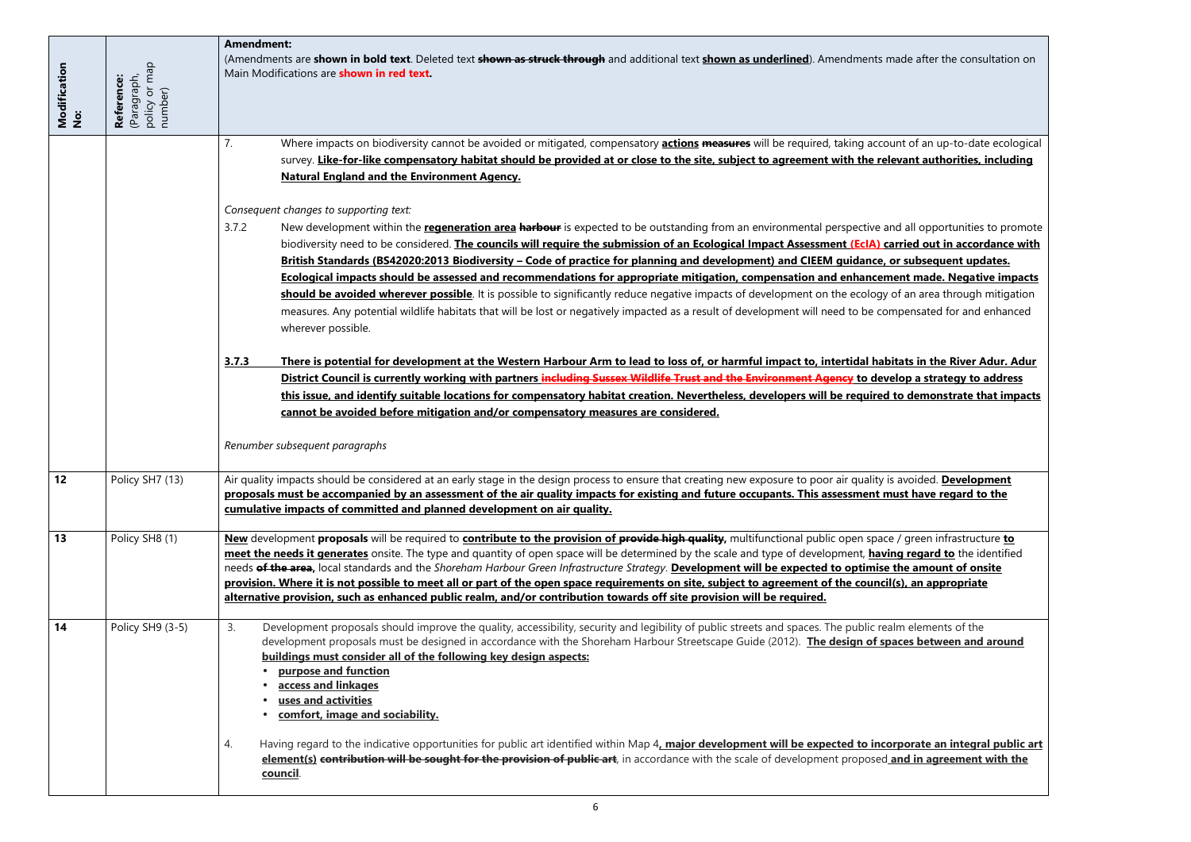| Modification No: | Reference: (Paragraph, policy or map number) | Amendment: (Amendments are **shown in bold text**. Deleted text **~~shown as struck through~~** and additional text **<u>shown as underlined</u>**). Amendments made after the consultation on Main Modifications are **shown in red text.** |
|---|---|---|
| | | 7. Where impacts on biodiversity cannot be avoided or mitigated, compensatory **<u>actions</u>** **~~measures~~** will be required, taking account of an up-to-date ecological survey. **<u>Like-for-like compensatory habitat should be provided at or close to the site, subject to agreement with the relevant authorities, including Natural England and the Environment Agency.</u>**<br><br>*Consequent changes to supporting text:*<br>3.7.2 New development within the **<u>regeneration area</u>** **~~harbour~~** is expected to be outstanding from an environmental perspective and all opportunities to promote biodiversity need to be considered. **<u>The councils will require the submission of an Ecological Impact Assessment (EcIA) carried out in accordance with British Standards (BS42020:2013 Biodiversity – Code of practice for planning and development) and CIEEM guidance, or subsequent updates. Ecological impacts should be assessed and recommendations for appropriate mitigation, compensation and enhancement made. Negative impacts should be avoided wherever possible</u>**. It is possible to significantly reduce negative impacts of development on the ecology of an area through mitigation measures. Any potential wildlife habitats that will be lost or negatively impacted as a result of development will need to be compensated for and enhanced wherever possible.<br><br>**<u>3.7.3 There is potential for development at the Western Harbour Arm to lead to loss of, or harmful impact to, intertidal habitats in the River Adur. Adur District Council is currently working with partners ~~including Sussex Wildlife Trust and the Environment Agency~~ to develop a strategy to address this issue, and identify suitable locations for compensatory habitat creation. Nevertheless, developers will be required to demonstrate that impacts cannot be avoided before mitigation and/or compensatory measures are considered.</u>**<br><br>*Renumber subsequent paragraphs* |
| 12 | Policy SH7 (13) | Air quality impacts should be considered at an early stage in the design process to ensure that creating new exposure to poor air quality is avoided. **<u>Development proposals must be accompanied by an assessment of the air quality impacts for existing and future occupants. This assessment must have regard to the cumulative impacts of committed and planned development on air quality.</u>** |
| 13 | Policy SH8 (1) | **<u>New</u>** development **<u>proposals</u>** will be required to **<u>contribute to the provision of</u>** **~~provide high quality,~~** multifunctional public open space / green infrastructure **<u>to meet the needs it generates</u>** onsite. The type and quantity of open space will be determined by the scale and type of development, **<u>having regard to</u>** the identified needs **~~of the area,~~** local standards and the *Shoreham Harbour Green Infrastructure Strategy*. **<u>Development will be expected to optimise the amount of onsite provision. Where it is not possible to meet all or part of the open space requirements on site, subject to agreement of the council(s), an appropriate alternative provision, such as enhanced public realm, and/or contribution towards off site provision will be required.</u>** |
| 14 | Policy SH9 (3-5) | 3. Development proposals should improve the quality, accessibility, security and legibility of public streets and spaces. The public realm elements of the development proposals must be designed in accordance with the Shoreham Harbour Streetscape Guide (2012). **<u>The design of spaces between and around buildings must consider all of the following key design aspects:</u>**<br>• **<u>purpose and function</u>**<br>• **<u>access and linkages</u>**<br>• **<u>uses and activities</u>**<br>• **<u>comfort, image and sociability.</u>**<br><br>4. Having regard to the indicative opportunities for public art identified within Map 4**<u>, major development will be expected to incorporate an integral public art element(s)</u>** **~~contribution will be sought for the provision of public art~~**, in accordance with the scale of development proposed **<u>and in agreement with the council</u>**. |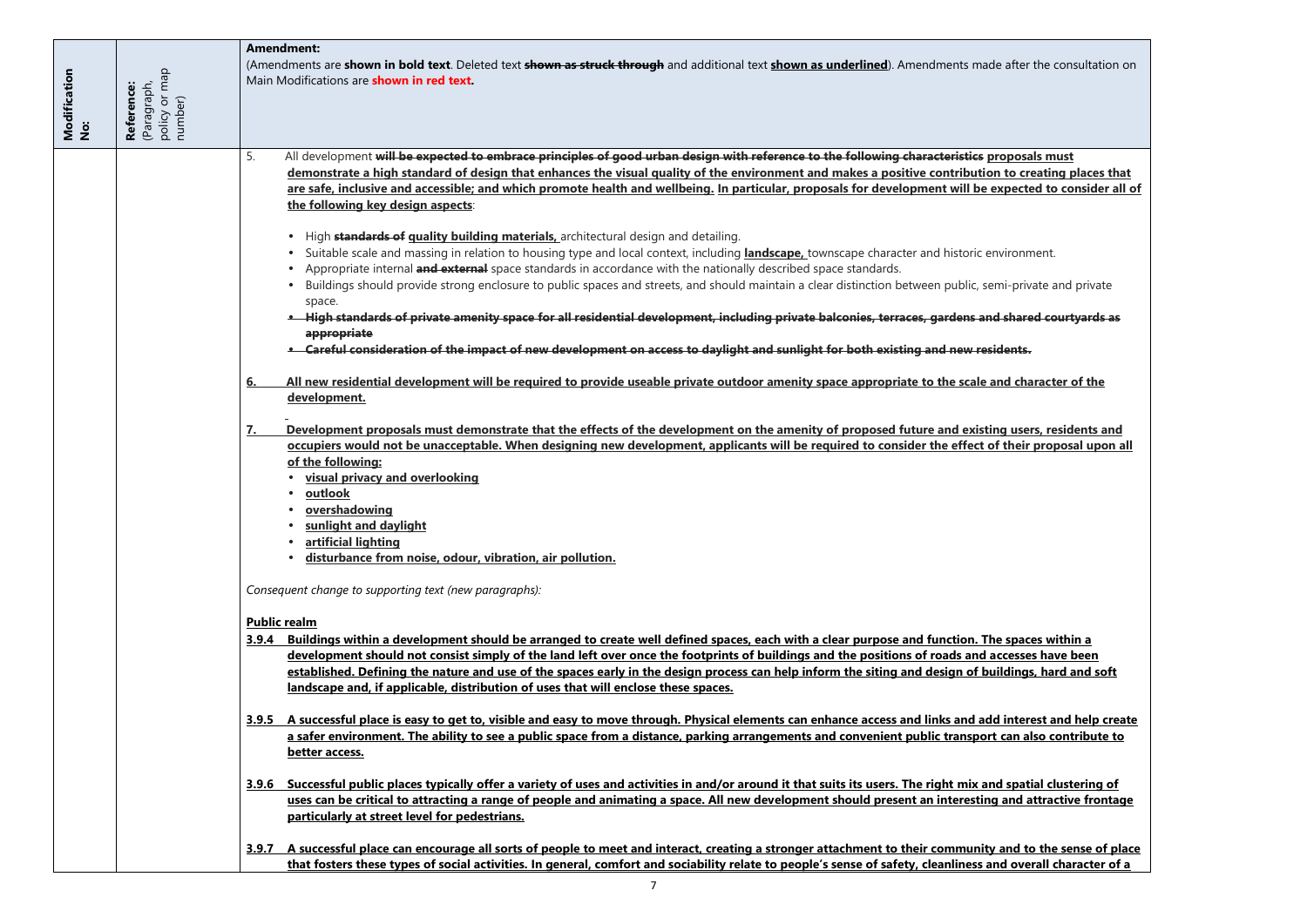| Modification No: | Reference: (Paragraph, policy or map number) | Amendment: (Amendments are **shown in bold text**. Deleted text ~~**shown as struck through**~~ and additional text <u>**shown as underlined**</u>). Amendments made after the consultation on Main Modifications are **shown in red text.** |
|---|---|---|
| | | 5. All development ~~**will be expected to embrace principles of good urban design with reference to the following characteristics**~~ <u>**proposals must demonstrate a high standard of design that enhances the visual quality of the environment and makes a positive contribution to creating places that are safe, inclusive and accessible; and which promote health and wellbeing.**</u> <u>**In particular, proposals for development will be expected to consider all of the following key design aspects**</u>:<br><br>• High ~~**standards of**~~ <u>**quality building materials,**</u> architectural design and detailing.<br>• Suitable scale and massing in relation to housing type and local context, including <u>**landscape,**</u> townscape character and historic environment.<br>• Appropriate internal ~~**and external**~~ space standards in accordance with the nationally described space standards.<br>• Buildings should provide strong enclosure to public spaces and streets, and should maintain a clear distinction between public, semi-private and private space.<br>• ~~**High standards of private amenity space for all residential development, including private balconies, terraces, gardens and shared courtyards as appropriate**~~<br>• ~~**Careful consideration of the impact of new development on access to daylight and sunlight for both existing and new residents.**~~<br><br><u>**6. All new residential development will be required to provide useable private outdoor amenity space appropriate to the scale and character of the development.**</u><br><br><u>**7. Development proposals must demonstrate that the effects of the development on the amenity of proposed future and existing users, residents and occupiers would not be unacceptable. When designing new development, applicants will be required to consider the effect of their proposal upon all of the following:**</u><br>• <u>**visual privacy and overlooking**</u><br>• <u>**outlook**</u><br>• <u>**overshadowing**</u><br>• <u>**sunlight and daylight**</u><br>• <u>**artificial lighting**</u><br>• <u>**disturbance from noise, odour, vibration, air pollution.**</u><br><br>*Consequent change to supporting text (new paragraphs):*<br><br><u>**Public realm**</u><br><u>**3.9.4 Buildings within a development should be arranged to create well defined spaces, each with a clear purpose and function. The spaces within a development should not consist simply of the land left over once the footprints of buildings and the positions of roads and accesses have been established. Defining the nature and use of the spaces early in the design process can help inform the siting and design of buildings, hard and soft landscape and, if applicable, distribution of uses that will enclose these spaces.**</u><br><br><u>**3.9.5 A successful place is easy to get to, visible and easy to move through. Physical elements can enhance access and links and add interest and help create a safer environment. The ability to see a public space from a distance, parking arrangements and convenient public transport can also contribute to better access.**</u><br><br><u>**3.9.6 Successful public places typically offer a variety of uses and activities in and/or around it that suits its users. The right mix and spatial clustering of uses can be critical to attracting a range of people and animating a space. All new development should present an interesting and attractive frontage particularly at street level for pedestrians.**</u><br><br><u>**3.9.7 A successful place can encourage all sorts of people to meet and interact, creating a stronger attachment to their community and to the sense of place that fosters these types of social activities. In general, comfort and sociability relate to people's sense of safety, cleanliness and overall character of a**</u> |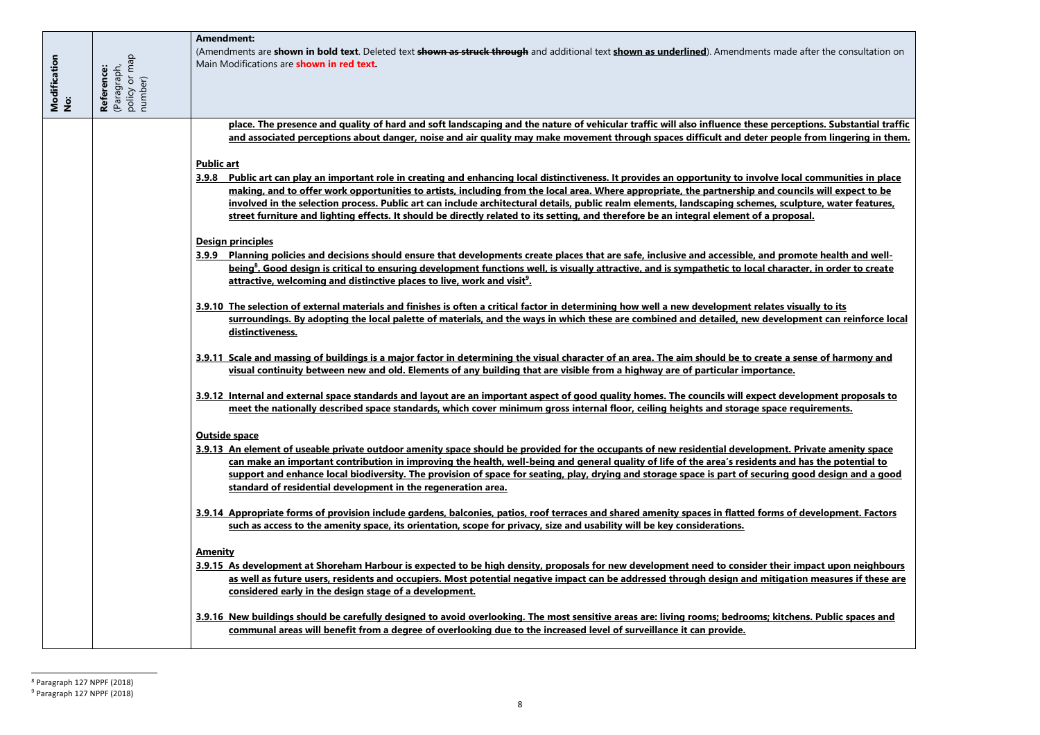| Modification No: | Reference: (Paragraph, policy or map number) | Amendment: (Amendments are **shown in bold text**. Deleted text ~~shown as struck through~~ and additional text **shown as underlined**). Amendments made after the consultation on Main Modifications are **shown in red text.** |
|---|---|---|
| | | **place. The presence and quality of hard and soft landscaping and the nature of vehicular traffic will also influence these perceptions. Substantial traffic and associated perceptions about danger, noise and air quality may make movement through spaces difficult and deter people from lingering in them.**<br><br>**Public art**<br>**3.9.8 Public art can play an important role in creating and enhancing local distinctiveness. It provides an opportunity to involve local communities in place making, and to offer work opportunities to artists, including from the local area. Where appropriate, the partnership and councils will expect to be involved in the selection process. Public art can include architectural details, public realm elements, landscaping schemes, sculpture, water features, street furniture and lighting effects. It should be directly related to its setting, and therefore be an integral element of a proposal.**<br><br>**Design principles**<br>**3.9.9 Planning policies and decisions should ensure that developments create places that are safe, inclusive and accessible, and promote health and well-being[8]. Good design is critical to ensuring development functions well, is visually attractive, and is sympathetic to local character, in order to create attractive, welcoming and distinctive places to live, work and visit[9].**<br><br>**3.9.10 The selection of external materials and finishes is often a critical factor in determining how well a new development relates visually to its surroundings. By adopting the local palette of materials, and the ways in which these are combined and detailed, new development can reinforce local distinctiveness.**<br><br>**3.9.11 Scale and massing of buildings is a major factor in determining the visual character of an area. The aim should be to create a sense of harmony and visual continuity between new and old. Elements of any building that are visible from a highway are of particular importance.**<br><br>**3.9.12 Internal and external space standards and layout are an important aspect of good quality homes. The councils will expect development proposals to meet the nationally described space standards, which cover minimum gross internal floor, ceiling heights and storage space requirements.**<br><br>**Outside space**<br>**3.9.13 An element of useable private outdoor amenity space should be provided for the occupants of new residential development. Private amenity space can make an important contribution in improving the health, well-being and general quality of life of the area's residents and has the potential to support and enhance local biodiversity. The provision of space for seating, play, drying and storage space is part of securing good design and a good standard of residential development in the regeneration area.**<br><br>**3.9.14 Appropriate forms of provision include gardens, balconies, patios, roof terraces and shared amenity spaces in flatted forms of development. Factors such as access to the amenity space, its orientation, scope for privacy, size and usability will be key considerations.**<br><br>**Amenity**<br>**3.9.15 As development at Shoreham Harbour is expected to be high density, proposals for new development need to consider their impact upon neighbours as well as future users, residents and occupiers. Most potential negative impact can be addressed through design and mitigation measures if these are considered early in the design stage of a development.**<br><br>**3.9.16 New buildings should be carefully designed to avoid overlooking. The most sensitive areas are: living rooms; bedrooms; kitchens. Public spaces and communal areas will benefit from a degree of overlooking due to the increased level of surveillance it can provide.** |

[8] Paragraph 127 NPPF (2018)
[9] Paragraph 127 NPPF (2018)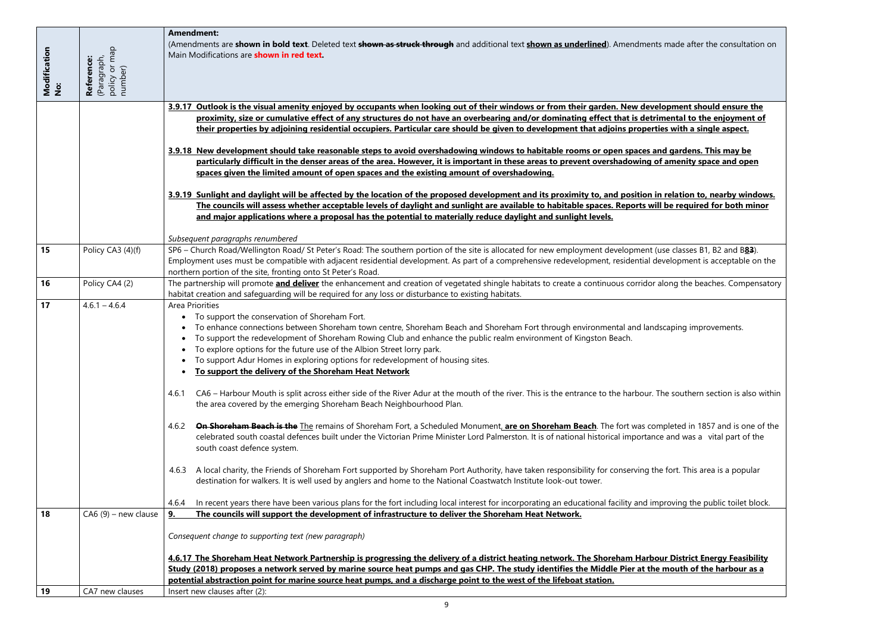| Modification No: | Reference: (Paragraph, policy or map number) | Amendment: (Amendments are **shown in bold text**. Deleted text **~~shown as struck through~~** and additional text **<u>shown as underlined</u>**). Amendments made after the consultation on Main Modifications are **shown in red text.** |
|---|---|---|
| | | **<u>3.9.17 Outlook is the visual amenity enjoyed by occupants when looking out of their windows or from their garden. New development should ensure the proximity, size or cumulative effect of any structures do not have an overbearing and/or dominating effect that is detrimental to the enjoyment of their properties by adjoining residential occupiers. Particular care should be given to development that adjoins properties with a single aspect.</u>** <br><br> **<u>3.9.18 New development should take reasonable steps to avoid overshadowing windows to habitable rooms or open spaces and gardens. This may be particularly difficult in the denser areas of the area. However, it is important in these areas to prevent overshadowing of amenity space and open spaces given the limited amount of open spaces and the existing amount of overshadowing.</u>** <br><br> **<u>3.9.19 Sunlight and daylight will be affected by the location of the proposed development and its proximity to, and position in relation to, nearby windows. The councils will assess whether acceptable levels of daylight and sunlight are available to habitable spaces. Reports will be required for both minor and major applications where a proposal has the potential to materially reduce daylight and sunlight levels.</u>** <br><br> *Subsequent paragraphs renumbered* |
| 15 | Policy CA3 (4)(f) | SP6 – Church Road/Wellington Road/ St Peter's Road: The southern portion of the site is allocated for new employment development (use classes B1, B2 and B**~~8~~<u>3</u>**). Employment uses must be compatible with adjacent residential development. As part of a comprehensive redevelopment, residential development is acceptable on the northern portion of the site, fronting onto St Peter's Road. |
| 16 | Policy CA4 (2) | The partnership will promote **<u>and deliver</u>** the enhancement and creation of vegetated shingle habitats to create a continuous corridor along the beaches. Compensatory habitat creation and safeguarding will be required for any loss or disturbance to existing habitats. |
| 17 | 4.6.1 – 4.6.4 | Area Priorities <br>• To support the conservation of Shoreham Fort. <br>• To enhance connections between Shoreham town centre, Shoreham Beach and Shoreham Fort through environmental and landscaping improvements. <br>• To support the redevelopment of Shoreham Rowing Club and enhance the public realm environment of Kingston Beach. <br>• To explore options for the future use of the Albion Street lorry park. <br>• To support Adur Homes in exploring options for redevelopment of housing sites. <br>• **<u>To support the delivery of the Shoreham Heat Network</u>** <br><br> 4.6.1 CA6 – Harbour Mouth is split across either side of the River Adur at the mouth of the river. This is the entrance to the harbour. The southern section is also within the area covered by the emerging Shoreham Beach Neighbourhood Plan. <br><br> 4.6.2 **~~On Shoreham Beach is the~~** <u>The</u> remains of Shoreham Fort, a Scheduled Monument**<u>, are on Shoreham Beach</u>**. The fort was completed in 1857 and is one of the celebrated south coastal defences built under the Victorian Prime Minister Lord Palmerston. It is of national historical importance and was a vital part of the south coast defence system. <br><br> 4.6.3 A local charity, the Friends of Shoreham Fort supported by Shoreham Port Authority, have taken responsibility for conserving the fort. This area is a popular destination for walkers. It is well used by anglers and home to the National Coastwatch Institute look-out tower. <br><br> 4.6.4 In recent years there have been various plans for the fort including local interest for incorporating an educational facility and improving the public toilet block. |
| 18 | CA6 (9) – new clause | **<u>9. The councils will support the development of infrastructure to deliver the Shoreham Heat Network.</u>** <br><br> *Consequent change to supporting text (new paragraph)* <br><br> **<u>4.6.17 The Shoreham Heat Network Partnership is progressing the delivery of a district heating network. The Shoreham Harbour District Energy Feasibility Study (2018) proposes a network served by marine source heat pumps and gas CHP. The study identifies the Middle Pier at the mouth of the harbour as a potential abstraction point for marine source heat pumps, and a discharge point to the west of the lifeboat station.</u>** |
| 19 | CA7 new clauses | Insert new clauses after (2): |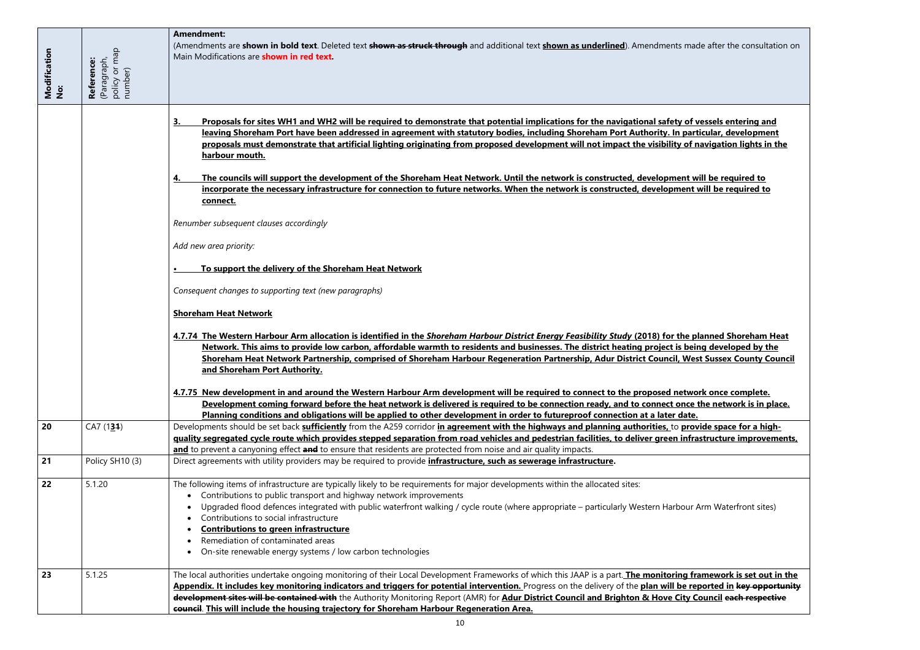| Modification No: | Reference: (Paragraph, policy or map number) | Amendment: (Amendments are **shown in bold text**. Deleted text **~~shown as struck through~~** and additional text **<u>shown as underlined</u>**). Amendments made after the consultation on Main Modifications are **shown in red text.** |
|---|---|---|
| | | **<u>3. Proposals for sites WH1 and WH2 will be required to demonstrate that potential implications for the navigational safety of vessels entering and leaving Shoreham Port have been addressed in agreement with statutory bodies, including Shoreham Port Authority. In particular, development proposals must demonstrate that artificial lighting originating from proposed development will not impact the visibility of navigation lights in the harbour mouth.</u>**<br><br>**<u>4. The councils will support the development of the Shoreham Heat Network. Until the network is constructed, development will be required to incorporate the necessary infrastructure for connection to future networks. When the network is constructed, development will be required to connect.</u>**<br><br>*Renumber subsequent clauses accordingly*<br><br>*Add new area priority:*<br><br>• **<u>To support the delivery of the Shoreham Heat Network</u>**<br><br>*Consequent changes to supporting text (new paragraphs)*<br><br>**<u>Shoreham Heat Network</u>**<br><br>**<u>4.7.74 The Western Harbour Arm allocation is identified in the *Shoreham Harbour District Energy Feasibility Study* (2018) for the planned Shoreham Heat Network. This aims to provide low carbon, affordable warmth to residents and businesses. The district heating project is being developed by the Shoreham Heat Network Partnership, comprised of Shoreham Harbour Regeneration Partnership, Adur District Council, West Sussex County Council and Shoreham Port Authority.</u>**<br><br>**<u>4.7.75 New development in and around the Western Harbour Arm development will be required to connect to the proposed network once complete. Development coming forward before the heat network is delivered is required to be connection ready, and to connect once the network is in place. Planning conditions and obligations will be applied to other development in order to futureproof connection at a later date.</u>** |
| 20 | CA7 (1**<u>3</u>**~~**1**~~) | Developments should be set back **<u>sufficiently</u>** from the A259 corridor **<u>in agreement with the highways and planning authorities,</u>** to **<u>provide space for a high-quality segregated cycle route which provides stepped separation from road vehicles and pedestrian facilities, to deliver green infrastructure improvements, and</u>** to prevent a canyoning effect **~~and~~** to ensure that residents are protected from noise and air quality impacts. |
| 21 | Policy SH10 (3) | Direct agreements with utility providers may be required to provide **<u>infrastructure, such as sewerage infrastructure</u>.** |
| 22 | 5.1.20 | The following items of infrastructure are typically likely to be requirements for major developments within the allocated sites:<br>• Contributions to public transport and highway network improvements<br>• Upgraded flood defences integrated with public waterfront walking / cycle route (where appropriate – particularly Western Harbour Arm Waterfront sites)<br>• Contributions to social infrastructure<br>• **<u>Contributions to green infrastructure</u>**<br>• Remediation of contaminated areas<br>• On-site renewable energy systems / low carbon technologies |
| 23 | 5.1.25 | The local authorities undertake ongoing monitoring of their Local Development Frameworks of which this JAAP is a part. **<u>The monitoring framework is set out in the Appendix. It includes key monitoring indicators and triggers for potential intervention.</u>** Progress on the delivery of the **<u>plan will be reported in</u>** **~~key opportunity development sites will be contained with~~** the Authority Monitoring Report (AMR) for **<u>Adur District Council and Brighton & Hove City Council</u>** **~~each respective council~~**. **<u>This will include the housing trajectory for Shoreham Harbour Regeneration Area.</u>** |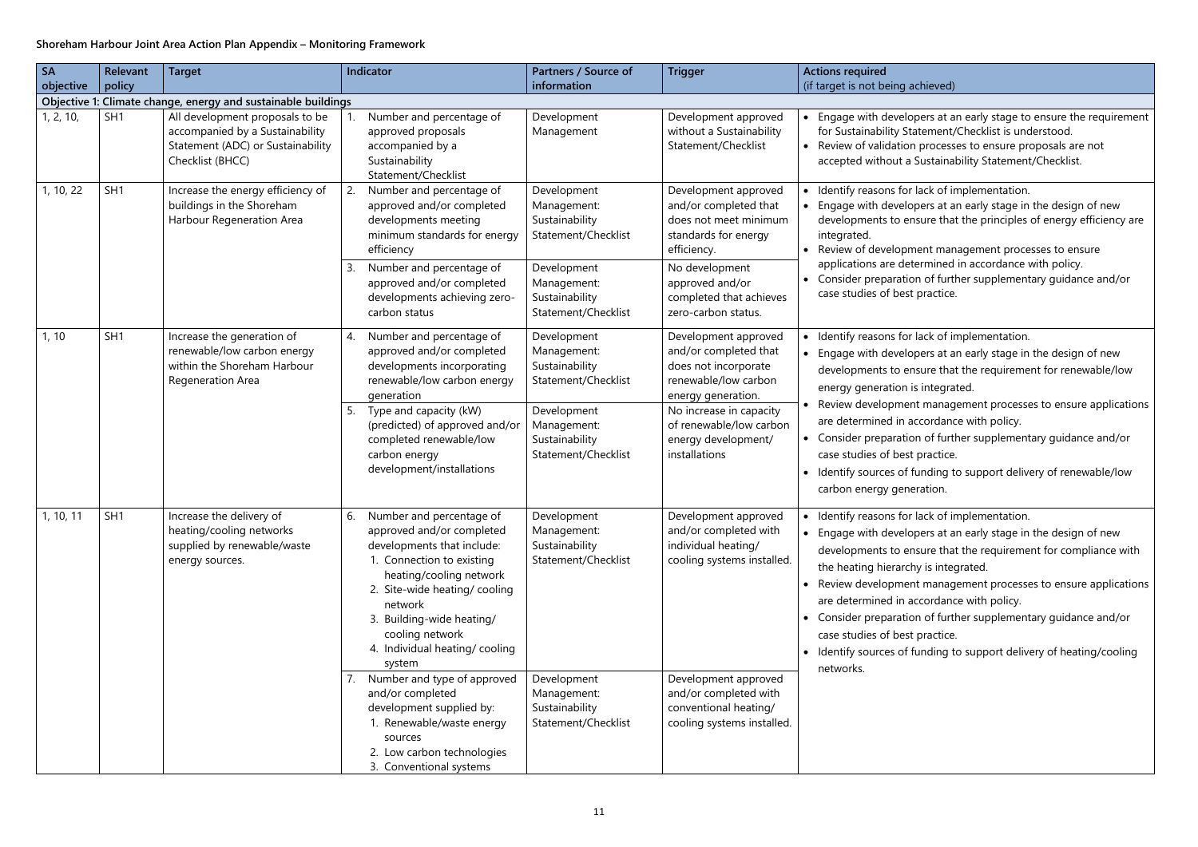**Shoreham Harbour Joint Area Action Plan Appendix – Monitoring Framework**

| SA objective | Relevant policy | Target | Indicator | Partners / Source of information | Trigger | Actions required (if target is not being achieved) |
|---|---|---|---|---|---|---|
| **Objective 1: Climate change, energy and sustainable buildings** | | | | | | |
| 1, 2, 10, | SH1 | All development proposals to be accompanied by a Sustainability Statement (ADC) or Sustainability Checklist (BHCC) | 1. Number and percentage of approved proposals accompanied by a Sustainability Statement/Checklist | Development Management | Development approved without a Sustainability Statement/Checklist | • Engage with developers at an early stage to ensure the requirement for Sustainability Statement/Checklist is understood. • Review of validation processes to ensure proposals are not accepted without a Sustainability Statement/Checklist. |
| 1, 10, 22 | SH1 | Increase the energy efficiency of buildings in the Shoreham Harbour Regeneration Area | 2. Number and percentage of approved and/or completed developments meeting minimum standards for energy efficiency | Development Management: Sustainability Statement/Checklist | Development approved and/or completed that does not meet minimum standards for energy efficiency. | • Identify reasons for lack of implementation. • Engage with developers at an early stage in the design of new developments to ensure that the principles of energy efficiency are integrated. • Review of development management processes to ensure applications are determined in accordance with policy. • Consider preparation of further supplementary guidance and/or case studies of best practice. |
| | | | 3. Number and percentage of approved and/or completed developments achieving zero-carbon status | Development Management: Sustainability Statement/Checklist | No development approved and/or completed that achieves zero-carbon status. | |
| 1, 10 | SH1 | Increase the generation of renewable/low carbon energy within the Shoreham Harbour Regeneration Area | 4. Number and percentage of approved and/or completed developments incorporating renewable/low carbon energy generation | Development Management: Sustainability Statement/Checklist | Development approved and/or completed that does not incorporate renewable/low carbon energy generation. | • Identify reasons for lack of implementation. • Engage with developers at an early stage in the design of new developments to ensure that the requirement for renewable/low energy generation is integrated. • Review development management processes to ensure applications are determined in accordance with policy. • Consider preparation of further supplementary guidance and/or case studies of best practice. • Identify sources of funding to support delivery of renewable/low carbon energy generation. |
| | | | 5. Type and capacity (kW) (predicted) of approved and/or completed renewable/low carbon energy development/installations | Development Management: Sustainability Statement/Checklist | No increase in capacity of renewable/low carbon energy development/ installations | |
| 1, 10, 11 | SH1 | Increase the delivery of heating/cooling networks supplied by renewable/waste energy sources. | 6. Number and percentage of approved and/or completed developments that include: 1. Connection to existing heating/cooling network 2. Site-wide heating/ cooling network 3. Building-wide heating/ cooling network 4. Individual heating/ cooling system | Development Management: Sustainability Statement/Checklist | Development approved and/or completed with individual heating/ cooling systems installed. | • Identify reasons for lack of implementation. • Engage with developers at an early stage in the design of new developments to ensure that the requirement for compliance with the heating hierarchy is integrated. • Review development management processes to ensure applications are determined in accordance with policy. • Consider preparation of further supplementary guidance and/or case studies of best practice. • Identify sources of funding to support delivery of heating/cooling networks. |
| | | | 7. Number and type of approved and/or completed development supplied by: 1. Renewable/waste energy sources 2. Low carbon technologies 3. Conventional systems | Development Management: Sustainability Statement/Checklist | Development approved and/or completed with conventional heating/ cooling systems installed. | |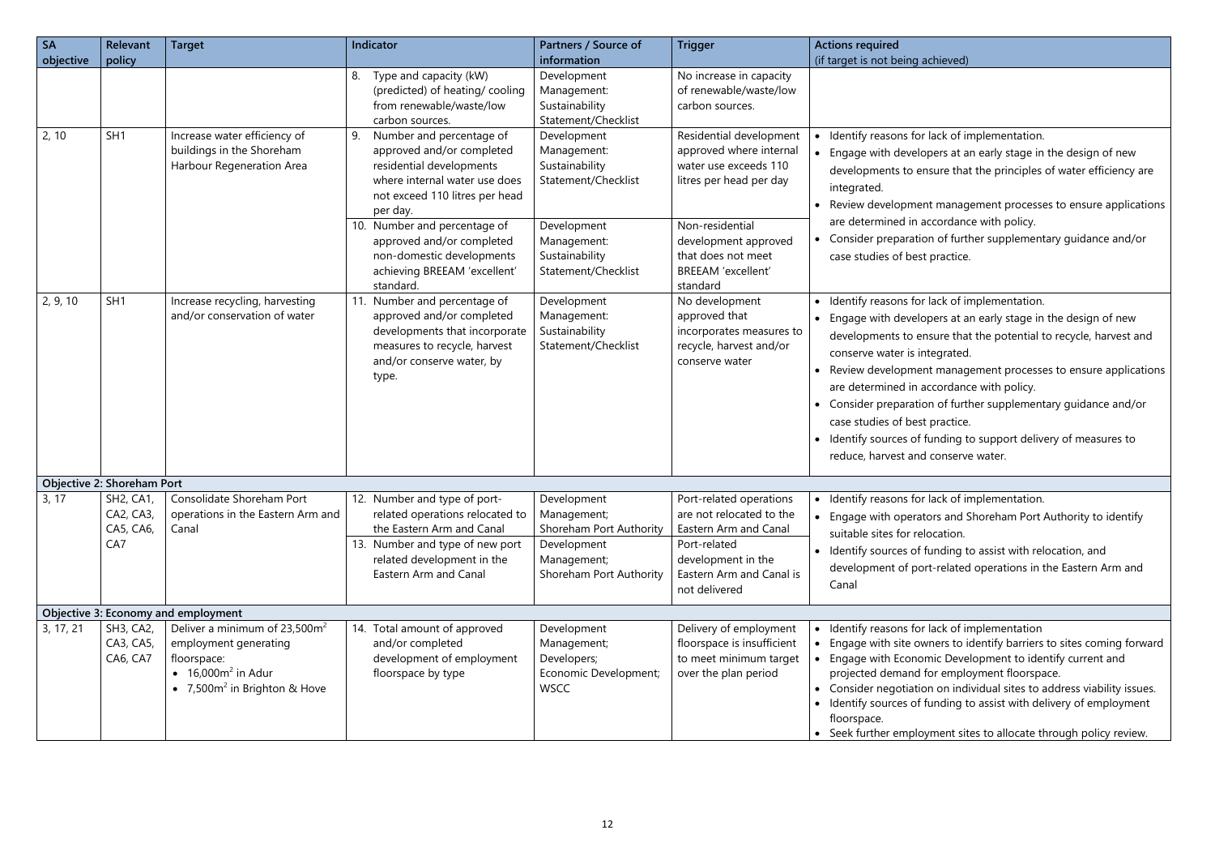| SA objective | Relevant policy | Target | Indicator | Partners / Source of information | Trigger | Actions required (if target is not being achieved) |
|---|---|---|---|---|---|---|
| | | | 8. Type and capacity (kW) (predicted) of heating/ cooling from renewable/waste/low carbon sources. | Development Management: Sustainability Statement/Checklist | No increase in capacity of renewable/waste/low carbon sources. | |
| 2, 10 | SH1 | Increase water efficiency of buildings in the Shoreham Harbour Regeneration Area | 9. Number and percentage of approved and/or completed residential developments where internal water use does not exceed 110 litres per head per day. | Development Management: Sustainability Statement/Checklist | Residential development approved where internal water use exceeds 110 litres per head per day | • Identify reasons for lack of implementation.<br>• Engage with developers at an early stage in the design of new developments to ensure that the principles of water efficiency are integrated.<br>• Review development management processes to ensure applications are determined in accordance with policy.<br>• Consider preparation of further supplementary guidance and/or case studies of best practice. |
| | | | 10. Number and percentage of approved and/or completed non-domestic developments achieving BREEAM 'excellent' standard. | Development Management: Sustainability Statement/Checklist | Non-residential development approved that does not meet BREEAM 'excellent' standard | |
| 2, 9, 10 | SH1 | Increase recycling, harvesting and/or conservation of water | 11. Number and percentage of approved and/or completed developments that incorporate measures to recycle, harvest and/or conserve water, by type. | Development Management: Sustainability Statement/Checklist | No development approved that incorporates measures to recycle, harvest and/or conserve water | • Identify reasons for lack of implementation.<br>• Engage with developers at an early stage in the design of new developments to ensure that the potential to recycle, harvest and conserve water is integrated.<br>• Review development management processes to ensure applications are determined in accordance with policy.<br>• Consider preparation of further supplementary guidance and/or case studies of best practice.<br>• Identify sources of funding to support delivery of measures to reduce, harvest and conserve water. |
| **Objective 2: Shoreham Port** | | | | | | |
| 3, 17 | SH2, CA1, CA2, CA3, CA5, CA6, CA7 | Consolidate Shoreham Port operations in the Eastern Arm and Canal | 12. Number and type of port-related operations relocated to the Eastern Arm and Canal | Development Management; Shoreham Port Authority | Port-related operations are not relocated to the Eastern Arm and Canal | • Identify reasons for lack of implementation.<br>• Engage with operators and Shoreham Port Authority to identify suitable sites for relocation.<br>• Identify sources of funding to assist with relocation, and development of port-related operations in the Eastern Arm and Canal |
| | | | 13. Number and type of new port related development in the Eastern Arm and Canal | Development Management; Shoreham Port Authority | Port-related development in the Eastern Arm and Canal is not delivered | |
| **Objective 3: Economy and employment** | | | | | | |
| 3, 17, 21 | SH3, CA2, CA3, CA5, CA6, CA7 | Deliver a minimum of 23,500m$^2$ employment generating floorspace:<br>• 16,000m$^2$ in Adur<br>• 7,500m$^2$ in Brighton & Hove | 14. Total amount of approved and/or completed development of employment floorspace by type | Development Management; Developers; Economic Development; WSCC | Delivery of employment floorspace is insufficient to meet minimum target over the plan period | • Identify reasons for lack of implementation<br>• Engage with site owners to identify barriers to sites coming forward<br>• Engage with Economic Development to identify current and projected demand for employment floorspace.<br>• Consider negotiation on individual sites to address viability issues.<br>• Identify sources of funding to assist with delivery of employment floorspace.<br>• Seek further employment sites to allocate through policy review. |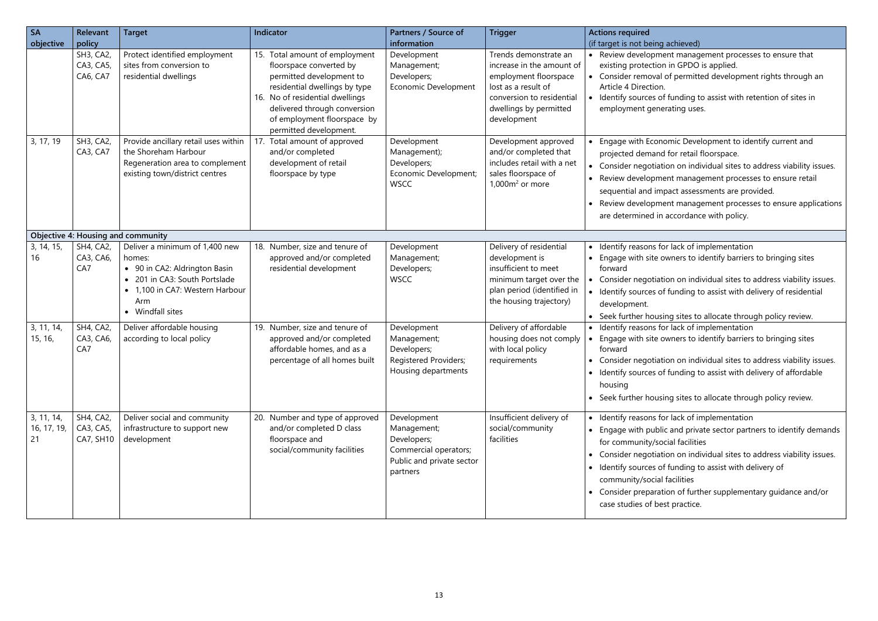| SA objective | Relevant policy | Target | Indicator | Partners / Source of information | Trigger | Actions required (if target is not being achieved) |
|---|---|---|---|---|---|---|
| | SH3, CA2, CA3, CA5, CA6, CA7 | Protect identified employment sites from conversion to residential dwellings | 15. Total amount of employment floorspace converted by permitted development to residential dwellings by type<br>16. No of residential dwellings delivered through conversion of employment floorspace by permitted development. | Development Management; Developers; Economic Development | Trends demonstrate an increase in the amount of employment floorspace lost as a result of conversion to residential dwellings by permitted development | • Review development management processes to ensure that existing protection in GPDO is applied.<br>• Consider removal of permitted development rights through an Article 4 Direction.<br>• Identify sources of funding to assist with retention of sites in employment generating uses. |
| 3, 17, 19 | SH3, CA2, CA3, CA7 | Provide ancillary retail uses within the Shoreham Harbour Regeneration area to complement existing town/district centres | 17. Total amount of approved and/or completed development of retail floorspace by type | Development Management); Developers; Economic Development; WSCC | Development approved and/or completed that includes retail with a net sales floorspace of 1,000m² or more | • Engage with Economic Development to identify current and projected demand for retail floorspace.<br>• Consider negotiation on individual sites to address viability issues.<br>• Review development management processes to ensure retail sequential and impact assessments are provided.<br>• Review development management processes to ensure applications are determined in accordance with policy. |
| **Objective 4: Housing and community** | | | | | | |
| 3, 14, 15, 16 | SH4, CA2, CA3, CA6, CA7 | Deliver a minimum of 1,400 new homes:<br>• 90 in CA2: Aldrington Basin<br>• 201 in CA3: South Portslade<br>• 1,100 in CA7: Western Harbour Arm<br>• Windfall sites | 18. Number, size and tenure of approved and/or completed residential development | Development Management; Developers; WSCC | Delivery of residential development is insufficient to meet minimum target over the plan period (identified in the housing trajectory) | • Identify reasons for lack of implementation<br>• Engage with site owners to identify barriers to bringing sites forward<br>• Consider negotiation on individual sites to address viability issues.<br>• Identify sources of funding to assist with delivery of residential development.<br>• Seek further housing sites to allocate through policy review. |
| 3, 11, 14, 15, 16, | SH4, CA2, CA3, CA6, CA7 | Deliver affordable housing according to local policy | 19. Number, size and tenure of approved and/or completed affordable homes, and as a percentage of all homes built | Development Management; Developers; Registered Providers; Housing departments | Delivery of affordable housing does not comply with local policy requirements | • Identify reasons for lack of implementation<br>• Engage with site owners to identify barriers to bringing sites forward<br>• Consider negotiation on individual sites to address viability issues.<br>• Identify sources of funding to assist with delivery of affordable housing<br>• Seek further housing sites to allocate through policy review. |
| 3, 11, 14, 16, 17, 19, 21 | SH4, CA2, CA3, CA5, CA7, SH10 | Deliver social and community infrastructure to support new development | 20. Number and type of approved and/or completed D class floorspace and social/community facilities | Development Management; Developers; Commercial operators; Public and private sector partners | Insufficient delivery of social/community facilities | • Identify reasons for lack of implementation<br>• Engage with public and private sector partners to identify demands for community/social facilities<br>• Consider negotiation on individual sites to address viability issues.<br>• Identify sources of funding to assist with delivery of community/social facilities<br>• Consider preparation of further supplementary guidance and/or case studies of best practice. |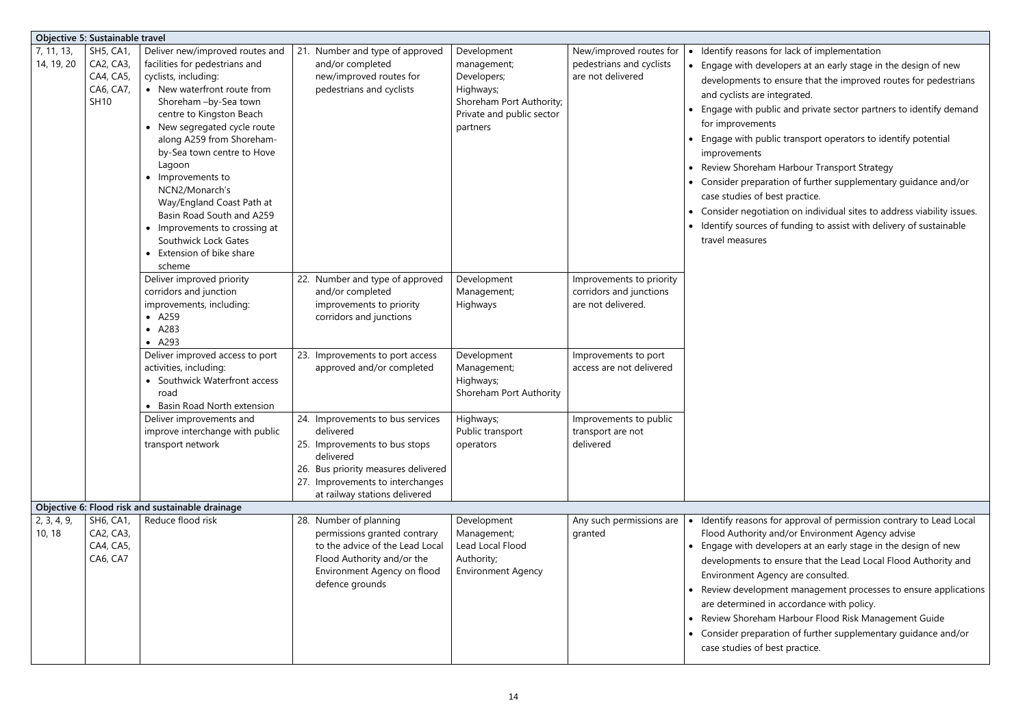| | | | | | | |
|---|---|---|---|---|---|---|
| **Objective 5: Sustainable travel** | | | | | | |
| 7, 11, 13, 14, 19, 20 | SH5, CA1, CA2, CA3, CA4, CA5, CA6, CA7, SH10 | Deliver new/improved routes and facilities for pedestrians and cyclists, including:<br>• New waterfront route from Shoreham –by-Sea town centre to Kingston Beach<br>• New segregated cycle route along A259 from Shoreham-by-Sea town centre to Hove Lagoon<br>• Improvements to NCN2/Monarch's Way/England Coast Path at Basin Road South and A259<br>• Improvements to crossing at Southwick Lock Gates<br>• Extension of bike share scheme | 21. Number and type of approved and/or completed new/improved routes for pedestrians and cyclists | Development management; Developers; Highways; Shoreham Port Authority; Private and public sector partners | New/improved routes for pedestrians and cyclists are not delivered | • Identify reasons for lack of implementation<br>• Engage with developers at an early stage in the design of new developments to ensure that the improved routes for pedestrians and cyclists are integrated.<br>• Engage with public and private sector partners to identify demand for improvements<br>• Engage with public transport operators to identify potential improvements<br>• Review Shoreham Harbour Transport Strategy<br>• Consider preparation of further supplementary guidance and/or case studies of best practice.<br>• Consider negotiation on individual sites to address viability issues.<br>• Identify sources of funding to assist with delivery of sustainable travel measures |
| | | Deliver improved priority corridors and junction improvements, including:<br>• A259<br>• A283<br>• A293 | 22. Number and type of approved and/or completed improvements to priority corridors and junctions | Development Management; Highways | Improvements to priority corridors and junctions are not delivered. | |
| | | Deliver improved access to port activities, including:<br>• Southwick Waterfront access road<br>• Basin Road North extension | 23. Improvements to port access approved and/or completed | Development Management; Highways; Shoreham Port Authority | Improvements to port access are not delivered | |
| | | Deliver improvements and improve interchange with public transport network | 24. Improvements to bus services delivered<br>25. Improvements to bus stops delivered<br>26. Bus priority measures delivered<br>27. Improvements to interchanges at railway stations delivered | Highways; Public transport operators | Improvements to public transport are not delivered | |
| **Objective 6: Flood risk and sustainable drainage** | | | | | | |
| 2, 3, 4, 9, 10, 18 | SH6, CA1, CA2, CA3, CA4, CA5, CA6, CA7 | Reduce flood risk | 28. Number of planning permissions granted contrary to the advice of the Lead Local Flood Authority and/or the Environment Agency on flood defence grounds | Development Management; Lead Local Flood Authority; Environment Agency | Any such permissions are granted | • Identify reasons for approval of permission contrary to Lead Local Flood Authority and/or Environment Agency advise<br>• Engage with developers at an early stage in the design of new developments to ensure that the Lead Local Flood Authority and Environment Agency are consulted.<br>• Review development management processes to ensure applications are determined in accordance with policy.<br>• Review Shoreham Harbour Flood Risk Management Guide<br>• Consider preparation of further supplementary guidance and/or case studies of best practice. |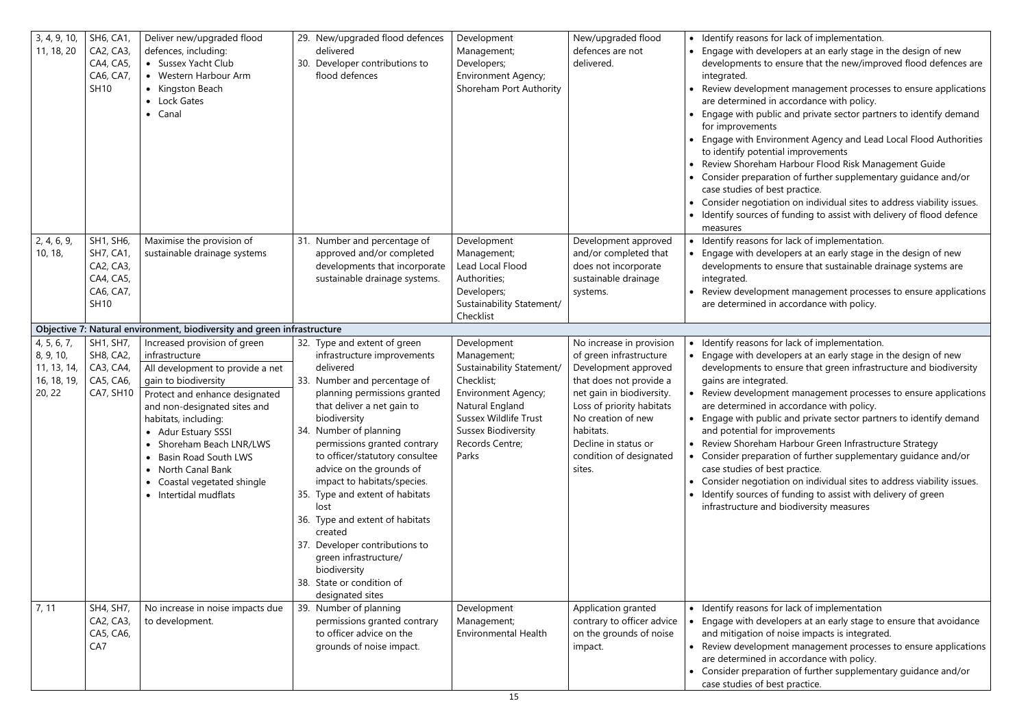| | | | | | | |
|---|---|---|---|---|---|---|
| 3, 4, 9, 10, 11, 18, 20 | SH6, CA1, CA2, CA3, CA4, CA5, CA6, CA7, SH10 | Deliver new/upgraded flood defences, including: <br>• Sussex Yacht Club <br>• Western Harbour Arm <br>• Kingston Beach <br>• Lock Gates <br>• Canal | 29. New/upgraded flood defences delivered <br>30. Developer contributions to flood defences | Development Management; Developers; Environment Agency; Shoreham Port Authority | New/upgraded flood defences are not delivered. | • Identify reasons for lack of implementation. <br>• Engage with developers at an early stage in the design of new developments to ensure that the new/improved flood defences are integrated. <br>• Review development management processes to ensure applications are determined in accordance with policy. <br>• Engage with public and private sector partners to identify demand for improvements <br>• Engage with Environment Agency and Lead Local Flood Authorities to identify potential improvements <br>• Review Shoreham Harbour Flood Risk Management Guide <br>• Consider preparation of further supplementary guidance and/or case studies of best practice. <br>• Consider negotiation on individual sites to address viability issues. <br>• Identify sources of funding to assist with delivery of flood defence measures |
| 2, 4, 6, 9, 10, 18, | SH1, SH6, SH7, CA1, CA2, CA3, CA4, CA5, CA6, CA7, SH10 | Maximise the provision of sustainable drainage systems | 31. Number and percentage of approved and/or completed developments that incorporate sustainable drainage systems. | Development Management; Lead Local Flood Authorities; Developers; Sustainability Statement/ Checklist | Development approved and/or completed that does not incorporate sustainable drainage systems. | • Identify reasons for lack of implementation. <br>• Engage with developers at an early stage in the design of new developments to ensure that sustainable drainage systems are integrated. <br>• Review development management processes to ensure applications are determined in accordance with policy. |
| **Objective 7: Natural environment, biodiversity and green infrastructure** | | | | | | |
| 4, 5, 6, 7, 8, 9, 10, 11, 13, 14, 16, 18, 19, 20, 22 | SH1, SH7, SH8, CA2, CA3, CA4, CA5, CA6, CA7, SH10 | Increased provision of green infrastructure <br>All development to provide a net gain to biodiversity <br>Protect and enhance designated and non-designated sites and habitats, including: <br>• Adur Estuary SSSI <br>• Shoreham Beach LNR/LWS <br>• Basin Road South LWS <br>• North Canal Bank <br>• Coastal vegetated shingle <br>• Intertidal mudflats | 32. Type and extent of green infrastructure improvements delivered <br>33. Number and percentage of planning permissions granted that deliver a net gain to biodiversity <br>34. Number of planning permissions granted contrary to officer/statutory consultee advice on the grounds of impact to habitats/species. <br>35. Type and extent of habitats lost <br>36. Type and extent of habitats created <br>37. Developer contributions to green infrastructure/ biodiversity <br>38. State or condition of designated sites | Development Management; Sustainability Statement/ Checklist; Environment Agency; Natural England Sussex Wildlife Trust Sussex Biodiversity Records Centre; Parks | No increase in provision of green infrastructure <br>Development approved that does not provide a net gain in biodiversity. <br>Loss of priority habitats <br>No creation of new habitats. <br>Decline in status or condition of designated sites. | • Identify reasons for lack of implementation. <br>• Engage with developers at an early stage in the design of new developments to ensure that green infrastructure and biodiversity gains are integrated. <br>• Review development management processes to ensure applications are determined in accordance with policy. <br>• Engage with public and private sector partners to identify demand and potential for improvements <br>• Review Shoreham Harbour Green Infrastructure Strategy <br>• Consider preparation of further supplementary guidance and/or case studies of best practice. <br>• Consider negotiation on individual sites to address viability issues. <br>• Identify sources of funding to assist with delivery of green infrastructure and biodiversity measures |
| 7, 11 | SH4, SH7, CA2, CA3, CA5, CA6, CA7 | No increase in noise impacts due to development. | 39. Number of planning permissions granted contrary to officer advice on the grounds of noise impact. | Development Management; Environmental Health | Application granted contrary to officer advice on the grounds of noise impact. | • Identify reasons for lack of implementation <br>• Engage with developers at an early stage to ensure that avoidance and mitigation of noise impacts is integrated. <br>• Review development management processes to ensure applications are determined in accordance with policy. <br>• Consider preparation of further supplementary guidance and/or case studies of best practice. |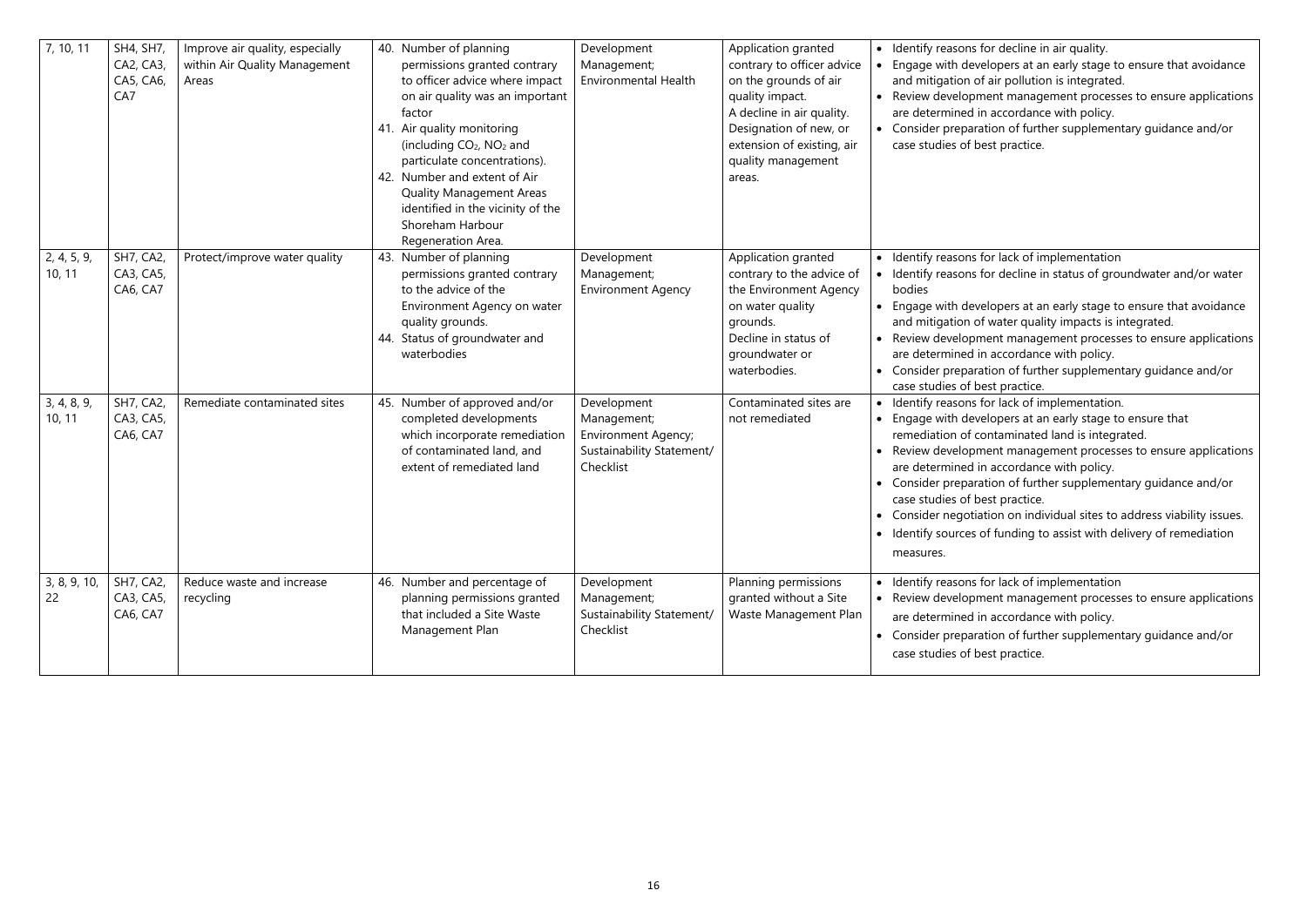| 7, 10, 11 | SH4, SH7, CA2, CA3, CA5, CA6, CA7 | Improve air quality, especially within Air Quality Management Areas | 40. Number of planning permissions granted contrary to officer advice where impact on air quality was an important factor<br>41. Air quality monitoring (including $CO_2$, $NO_2$ and particulate concentrations).<br>42. Number and extent of Air Quality Management Areas identified in the vicinity of the Shoreham Harbour Regeneration Area. | Development Management; Environmental Health | Application granted contrary to officer advice on the grounds of air quality impact.<br>A decline in air quality.<br>Designation of new, or extension of existing, air quality management areas. | • Identify reasons for decline in air quality.<br>• Engage with developers at an early stage to ensure that avoidance and mitigation of air pollution is integrated.<br>• Review development management processes to ensure applications are determined in accordance with policy.<br>• Consider preparation of further supplementary guidance and/or case studies of best practice. |
|---|---|---|---|---|---|---|
| 2, 4, 5, 9, 10, 11 | SH7, CA2, CA3, CA5, CA6, CA7 | Protect/improve water quality | 43. Number of planning permissions granted contrary to the advice of the Environment Agency on water quality grounds.<br>44. Status of groundwater and waterbodies | Development Management; Environment Agency | Application granted contrary to the advice of the Environment Agency on water quality grounds.<br>Decline in status of groundwater or waterbodies. | • Identify reasons for lack of implementation<br>• Identify reasons for decline in status of groundwater and/or water bodies<br>• Engage with developers at an early stage to ensure that avoidance and mitigation of water quality impacts is integrated.<br>• Review development management processes to ensure applications are determined in accordance with policy.<br>• Consider preparation of further supplementary guidance and/or case studies of best practice. |
| 3, 4, 8, 9, 10, 11 | SH7, CA2, CA3, CA5, CA6, CA7 | Remediate contaminated sites | 45. Number of approved and/or completed developments which incorporate remediation of contaminated land, and extent of remediated land | Development Management; Environment Agency; Sustainability Statement/ Checklist | Contaminated sites are not remediated | • Identify reasons for lack of implementation.<br>• Engage with developers at an early stage to ensure that remediation of contaminated land is integrated.<br>• Review development management processes to ensure applications are determined in accordance with policy.<br>• Consider preparation of further supplementary guidance and/or case studies of best practice.<br>• Consider negotiation on individual sites to address viability issues.<br>• Identify sources of funding to assist with delivery of remediation measures. |
| 3, 8, 9, 10, 22 | SH7, CA2, CA3, CA5, CA6, CA7 | Reduce waste and increase recycling | 46. Number and percentage of planning permissions granted that included a Site Waste Management Plan | Development Management; Sustainability Statement/ Checklist | Planning permissions granted without a Site Waste Management Plan | • Identify reasons for lack of implementation<br>• Review development management processes to ensure applications are determined in accordance with policy.<br>• Consider preparation of further supplementary guidance and/or case studies of best practice. |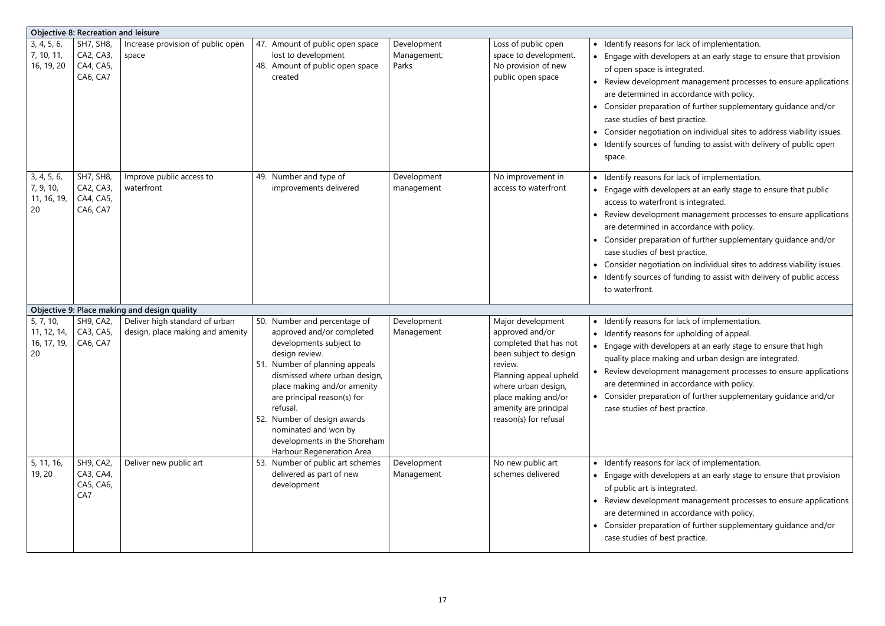| | | | | | | |
|---|---|---|---|---|---|---|
| **Objective 8: Recreation and leisure** | | | | | | |
| 3, 4, 5, 6, 7, 10, 11, 16, 19, 20 | SH7, SH8, CA2, CA3, CA4, CA5, CA6, CA7 | Increase provision of public open space | 47. Amount of public open space lost to development<br>48. Amount of public open space created | Development Management; Parks | Loss of public open space to development. No provision of new public open space | • Identify reasons for lack of implementation.<br>• Engage with developers at an early stage to ensure that provision of open space is integrated.<br>• Review development management processes to ensure applications are determined in accordance with policy.<br>• Consider preparation of further supplementary guidance and/or case studies of best practice.<br>• Consider negotiation on individual sites to address viability issues.<br>• Identify sources of funding to assist with delivery of public open space. |
| 3, 4, 5, 6, 7, 9, 10, 11, 16, 19, 20 | SH7, SH8, CA2, CA3, CA4, CA5, CA6, CA7 | Improve public access to waterfront | 49. Number and type of improvements delivered | Development management | No improvement in access to waterfront | • Identify reasons for lack of implementation.<br>• Engage with developers at an early stage to ensure that public access to waterfront is integrated.<br>• Review development management processes to ensure applications are determined in accordance with policy.<br>• Consider preparation of further supplementary guidance and/or case studies of best practice.<br>• Consider negotiation on individual sites to address viability issues.<br>• Identify sources of funding to assist with delivery of public access to waterfront. |
| **Objective 9: Place making and design quality** | | | | | | |
| 5, 7, 10, 11, 12, 14, 16, 17, 19, 20 | SH9, CA2, CA3, CA5, CA6, CA7 | Deliver high standard of urban design, place making and amenity | 50. Number and percentage of approved and/or completed developments subject to design review.<br>51. Number of planning appeals dismissed where urban design, place making and/or amenity are principal reason(s) for refusal.<br>52. Number of design awards nominated and won by developments in the Shoreham Harbour Regeneration Area | Development Management | Major development approved and/or completed that has not been subject to design review.<br>Planning appeal upheld where urban design, place making and/or amenity are principal reason(s) for refusal | • Identify reasons for lack of implementation.<br>• Identify reasons for upholding of appeal.<br>• Engage with developers at an early stage to ensure that high quality place making and urban design are integrated.<br>• Review development management processes to ensure applications are determined in accordance with policy.<br>• Consider preparation of further supplementary guidance and/or case studies of best practice. |
| 5, 11, 16, 19, 20 | SH9, CA2, CA3, CA4, CA5, CA6, CA7 | Deliver new public art | 53. Number of public art schemes delivered as part of new development | Development Management | No new public art schemes delivered | • Identify reasons for lack of implementation.<br>• Engage with developers at an early stage to ensure that provision of public art is integrated.<br>• Review development management processes to ensure applications are determined in accordance with policy.<br>• Consider preparation of further supplementary guidance and/or case studies of best practice. |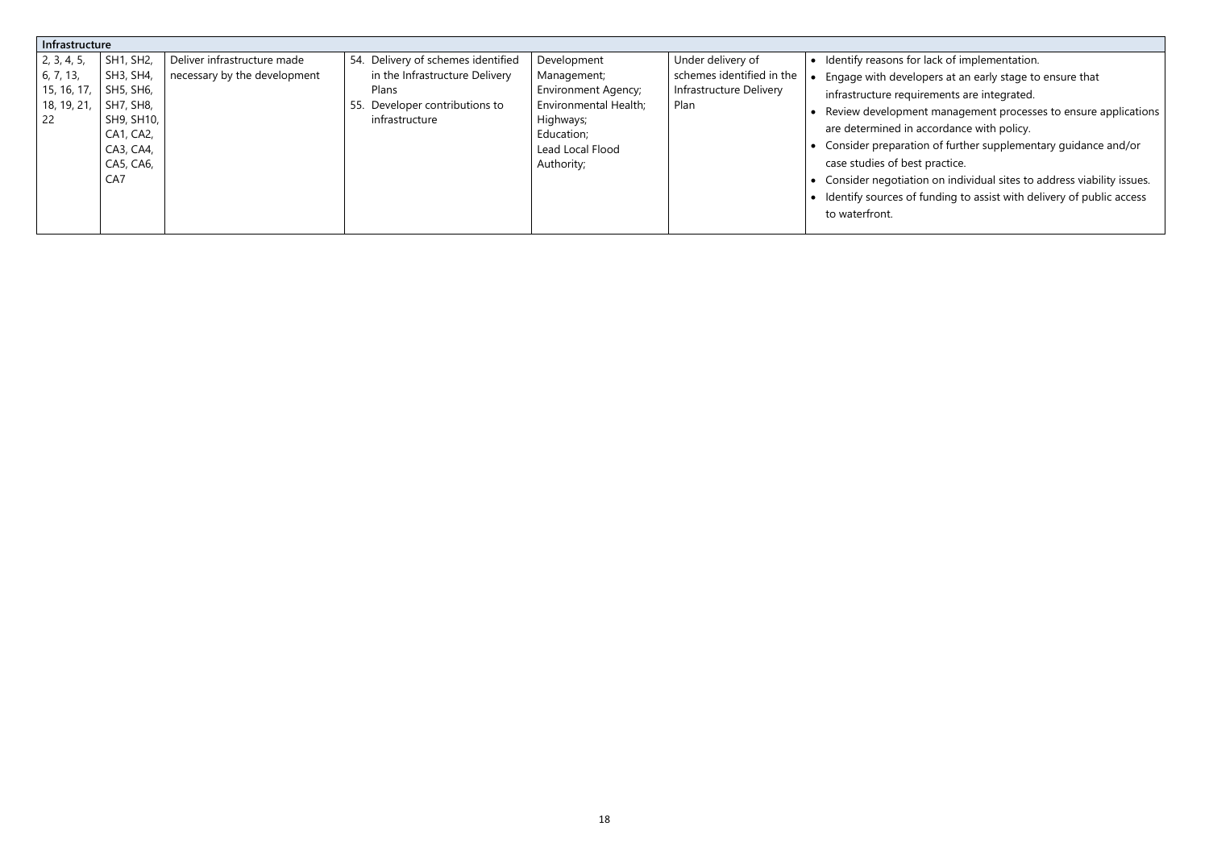| Infrastructure | | | | | | |
|---|---|---|---|---|---|---|
| 2, 3, 4, 5, 6, 7, 13, 15, 16, 17, 18, 19, 21, 22 | SH1, SH2, SH3, SH4, SH5, SH6, SH7, SH8, SH9, SH10, CA1, CA2, CA3, CA4, CA5, CA6, CA7 | Deliver infrastructure made necessary by the development | 54. Delivery of schemes identified in the Infrastructure Delivery Plans<br>55. Developer contributions to infrastructure | Development Management; Environment Agency; Environmental Health; Highways; Education; Lead Local Flood Authority; | Under delivery of schemes identified in the Infrastructure Delivery Plan | • Identify reasons for lack of implementation.<br>• Engage with developers at an early stage to ensure that infrastructure requirements are integrated.<br>• Review development management processes to ensure applications are determined in accordance with policy.<br>• Consider preparation of further supplementary guidance and/or case studies of best practice.<br>• Consider negotiation on individual sites to address viability issues.<br>• Identify sources of funding to assist with delivery of public access to waterfront. |